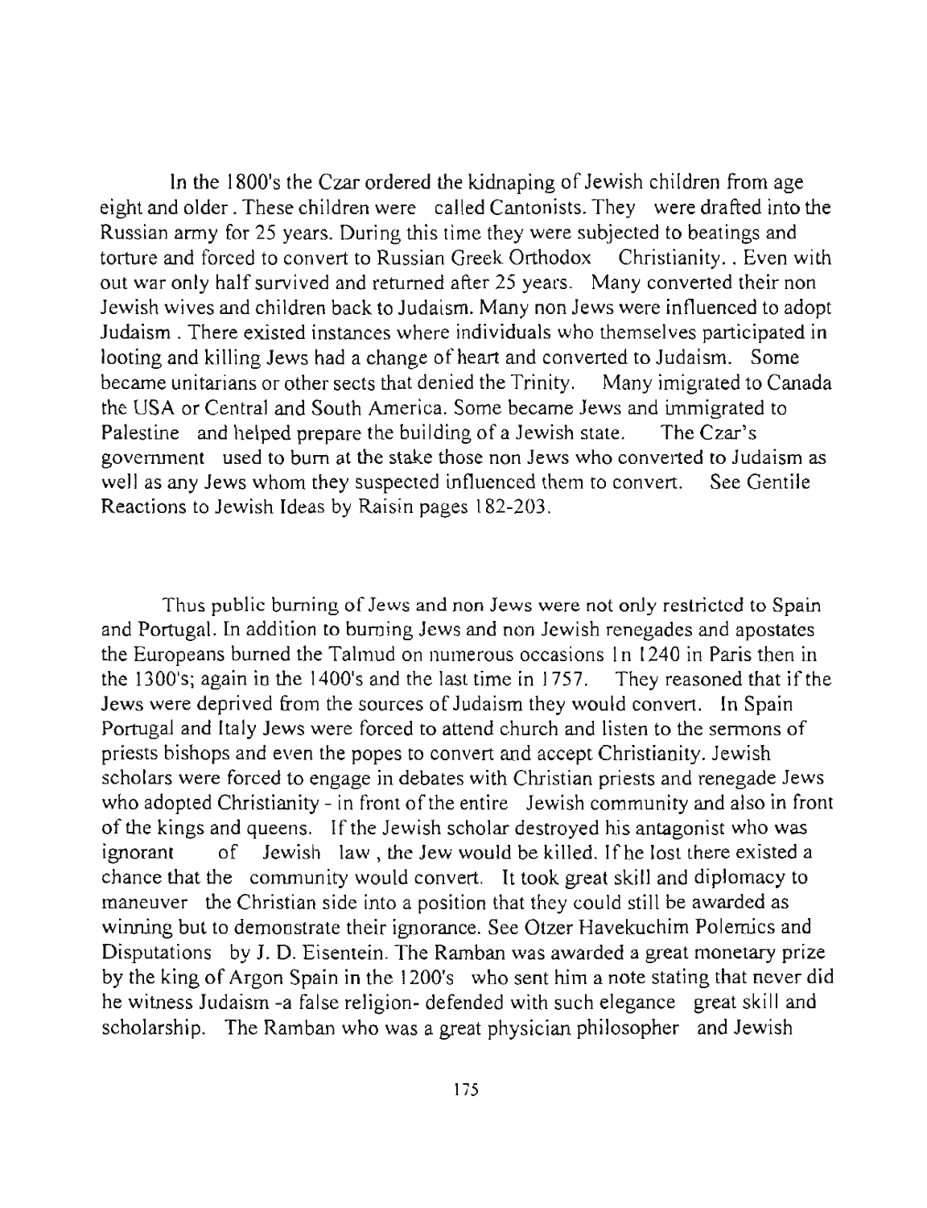In the 1800's the Czar ordered the kidnaping of Jewish children from age eight and older. These children were called Cantonists. They were drafted into the Russian army for 25 years. During this time they were subjected to beatings and torture and forced to convert to Russian Greek Orthodox Christianity. . Even with out war only half survived and returned after 25 years. Many converted their non Jewish wives and children back to Judaism. Many non Jews were influenced to adopt Judaism . There existed instances where individuals who themselves participated in looting and killing Jews had a change of heart and converted to Judaism. Some became unitarians or other sects that denied the Trinity. Many imigrated to Canada the USA or Central and South America. Some became Jews and immigrated to Palestine and helped prepare the building of a Jewish state. The Czar's government used to burn at the stake those non Jews who converted to Judaism as well as any Jews whom they suspected influenced them to convert. See Gentile Reactions to Jewish Ideas by Raisin pages 182-203.

Thus public burning of Jews and non Jews were not only restricted to Spain and Portugal. In addition to burning Jews and non Jewish renegades and apostates the Europeans burned the Talmud on numerous occasions In 1240 in Paris then in the 1300's; again in the 1400's and the last time in 1757. They reasoned that if the Jews were deprived from the sources of Judaism they would convert. In Spain Portugal and Italy Jews were forced to attend church and listen to the sermons of priests bishops and even the popes to convert and accept Christianity. Jewish scholars were forced to engage in debates with Christian priests and renegade Jews who adopted Christianity - in front of the entire Jewish community and also in front of the kings and queens. If the Jewish scholar destroyed his antagonist who was ignorant of Jewish law , the Jew would be killed. If he lost there existed a chance that the community would convert. It took great skill and diplomacy to maneuver the Christian side into a position that they could still be awarded as winning but to demonstrate their ignorance. See Otzer Havekuchim Polemics and Disputations by J. D. Eisentein. The Ramban was awarded a great monetary prize by the king of Argon Spain in the 1200's who sent him a note stating that never did he witness Judaism -a false religion- defended with such elegance great skill and scholarship. The Ramban who was a great physician philosopher and Jewish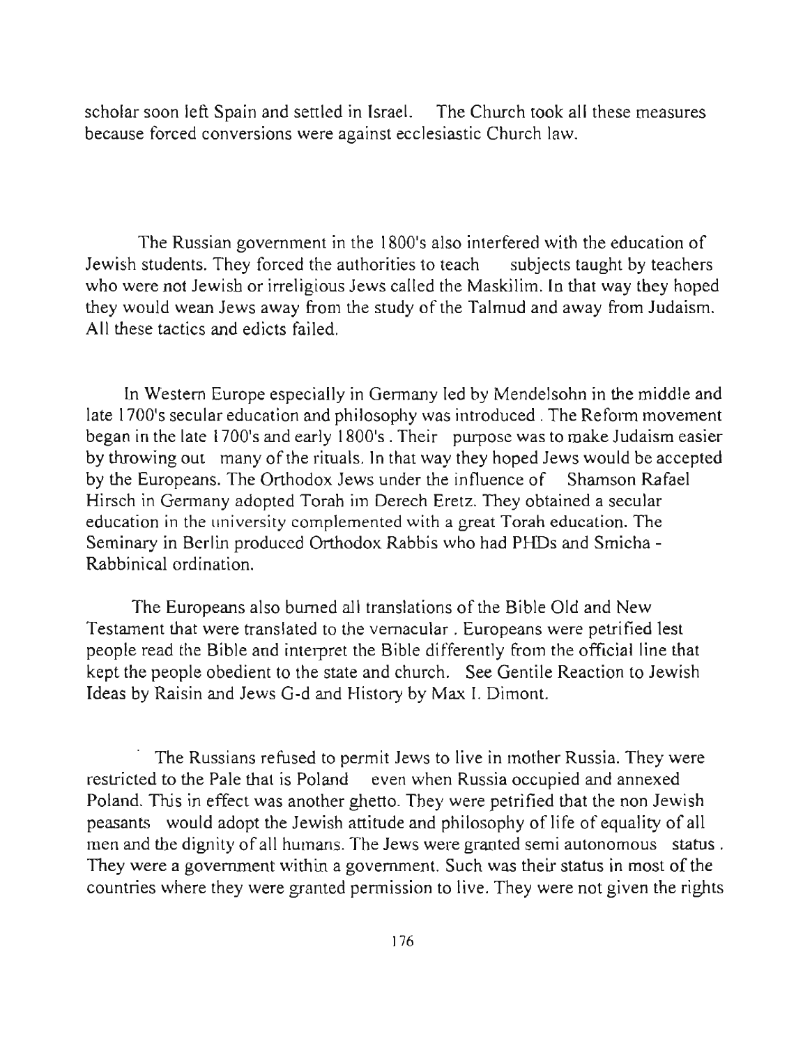scholar soon left Spain and settled in Israel. The Church took all these measures because forced conversions were against ecclesiastic Church law.

The Russian government in the 1800's also interfered with the education of Jewish students. They forced the authorities to teach subjects taught by teachers who were not Jewish or irreligious Jews called the Maskilim. In that way they hoped they would wean Jews away from the study of the Talmud and away from Judaism. All these tactics and edicts failed.

In Western Europe especially in Germany led by Mendelsohn in the middle and late 1700's secular education and philosophy was introduced . The Reform movement began in the late 1700's and early 1800's . Their purpose was to make Judaism easier by throwing out many of the rituals. In that way they hoped Jews would be accepted by the Europeans. The Orthodox Jews under the influence of Shamson Rafael Hirsch in Germany adopted Torah im Derech Eretz. They obtained a secular education in the university complemented with a great Torah education. The Seminary in Berlin produced Orthodox Rabbis who had PHDs and Smicha - Rabbinical ordination.

The Europeans also burned all translations of the Bible Old and New Testament that were translated to the vernacular . Europeans were petrified lest people read the Bible and interpret the Bible differently from the official line that kept the people obedient to the state and church. See Gentile Reaction to Jewish Ideas by Raisin and Jews G-d and History by Max I. Dimont.

The Russians refused to permit Jews to live in mother Russia. They were restricted to the Pale that is Poland even when Russia occupied and annexed Poland. This in effect was another ghetto. They were petrified that the non Jewish peasants would adopt the Jewish attitude and philosophy of life of equality of all men and the dignity of all humans. The Jews were granted semi autonomous status . They were a government within a government. Such was their status in most of the countries where they were granted permission to live. They were not given the rights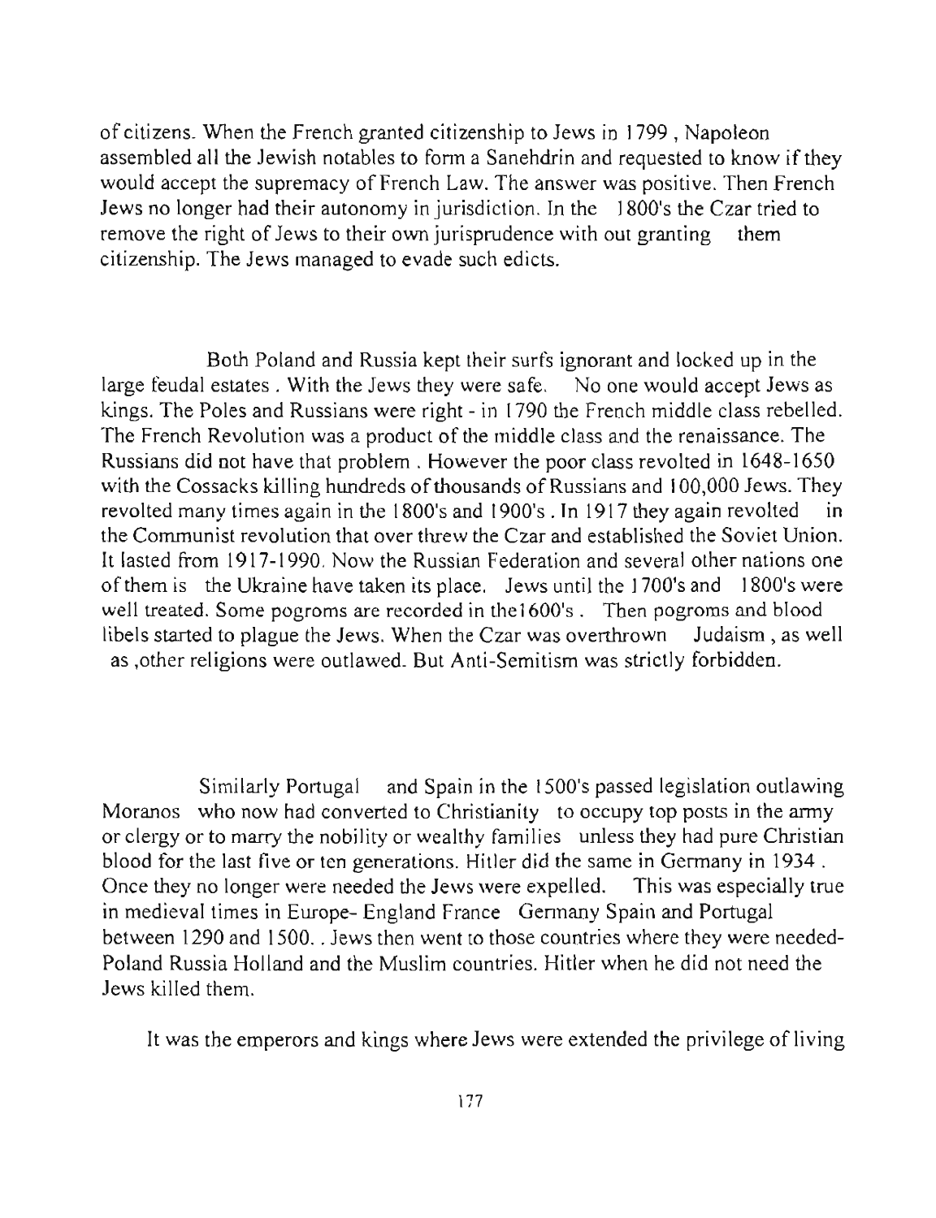of citizens. When the French granted citizenship to Jews in 1799 , Napoleon assembled all the Jewish notables to form a Sanehdrin and requested to know if they would accept the supremacy of French Law. The answer was positive. Then French Jews no longer had their autonomy in jurisdiction. In the 1800's the Czar tried to remove the right of Jews to their own jurisprudence with out granting them citizenship. The Jews managed to evade such edicts.

Both Poland and Russia kept their surfs ignorant and locked up in the large feudal estates . With the Jews they were safe. No one would accept Jews as kings. The Poles and Russians were right - in 1790 the French middle class rebelled. The French Revolution was a product of the middle class and the renaissance. The Russians did not have that problem . However the poor class revolted in 1648-1650 with the Cossacks killing hundreds of thousands of Russians and 100,000 Jews. They revolted many times again in the 1800's and 1900's . In 1917 they again revolted in the Communist revolution that over threw the Czar and established the Soviet Union. It lasted from 1917-1990. Now the Russian Federation and several other nations one of them is the Ukraine have taken its place. Jews until the 1700's and 1800's were well treated. Some pogroms are recorded in the1600's . Then pogroms and blood libels started to plague the Jews. When the Czar was overthrown Judaism , as well as ,other religions were outlawed. But Anti-Semitism was strictly forbidden.

Similarly Portugal and Spain in the 1500's passed legislation outlawing Moranos who now had converted to Christianity to occupy top posts in the army or clergy or to marry the nobility or wealthy families unless they had pure Christian blood for the last five or ten generations. Hitler did the same in Germany in 1934 . Once they no longer were needed the Jews were expelled. This was especially true in medieval times in Europe- England France Germany Spain and Portugal between 1290 and 1500. . Jews then went to those countries where they were needed- Poland Russia Holland and the Muslim countries. Hitler when he did not need the Jews killed them.

It was the emperors and kings where Jews were extended the privilege of living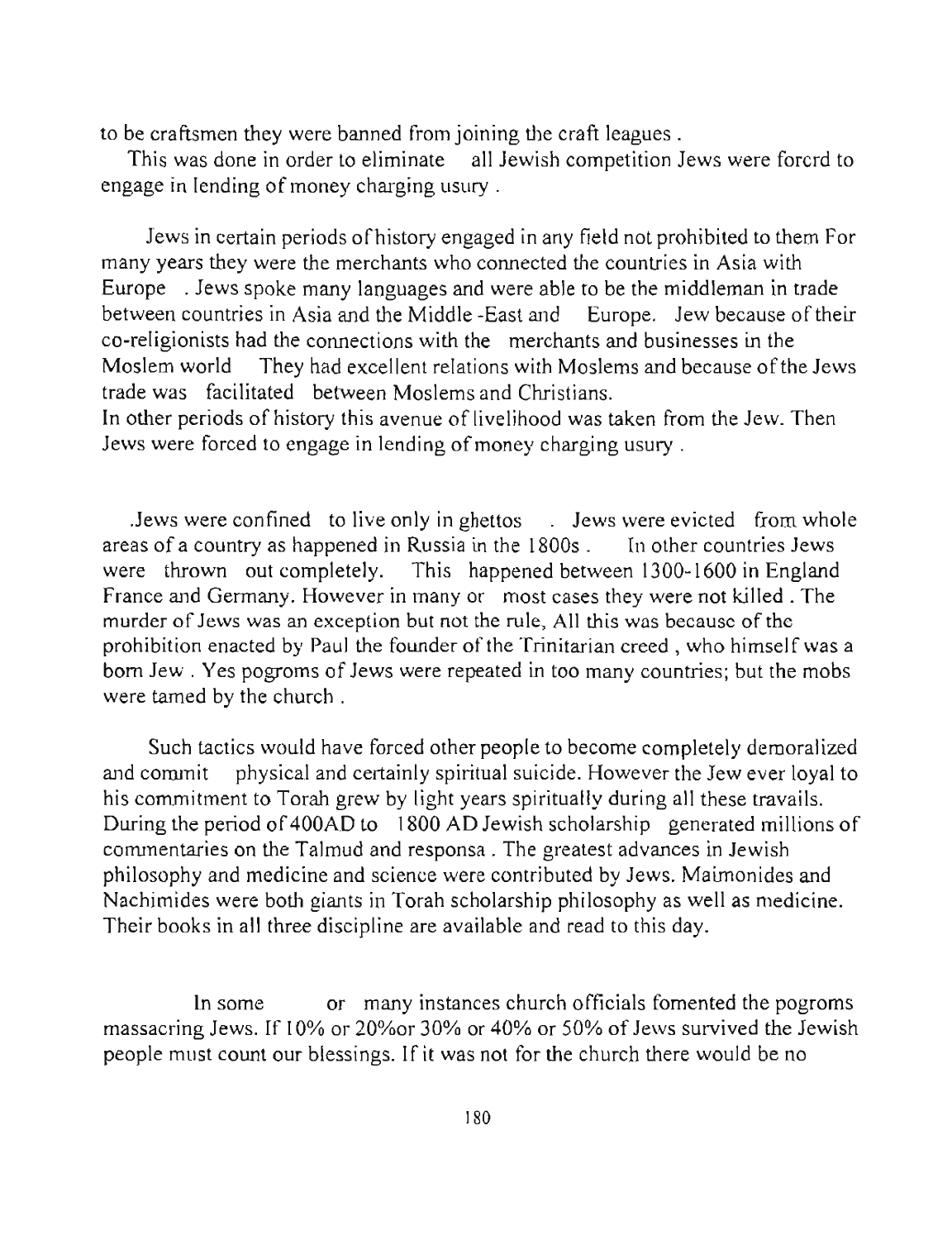to be craftsmen they were banned from joining the craft leagues .

This was done in order to eliminate all Jewish competition Jews were forcrd to engage in lending of money charging usury .

Jews in certain periods of history engaged in any field not prohibited to them For many years they were the merchants who connected the countries in Asia with Europe . Jews spoke many languages and were able to be the middleman in trade between countries in Asia and the Middle -East and Europe. Jew because of their co-religionists had the connections with the merchants and businesses in the Moslem world They had excellent relations with Moslems and because of the Jews trade was facilitated between Moslems and Christians.
In other periods of history this avenue of livelihood was taken from the Jew. Then Jews were forced to engage in lending of money charging usury .

.Jews were confined to live only in ghettos . Jews were evicted from whole areas of a country as happened in Russia in the 1800s . In other countries Jews were thrown out completely. This happened between 1300-1600 in England France and Germany. However in many or most cases they were not killed . The murder of Jews was an exception but not the rule, All this was because of the prohibition enacted by Paul the founder of the Trinitarian creed , who himself was a born Jew . Yes pogroms of Jews were repeated in too many countries; but the mobs were tamed by the church .

Such tactics would have forced other people to become completely demoralized and commit physical and certainly spiritual suicide. However the Jew ever loyal to his commitment to Torah grew by light years spiritually during all these travails. During the period of 400AD to 1800 AD Jewish scholarship generated millions of commentaries on the Talmud and responsa . The greatest advances in Jewish philosophy and medicine and science were contributed by Jews. Maimonides and Nachimides were both giants in Torah scholarship philosophy as well as medicine. Their books in all three discipline are available and read to this day.

In some or many instances church officials fomented the pogroms massacring Jews. If 10% or 20%or 30% or 40% or 50% of Jews survived the Jewish people must count our blessings. If it was not for the church there would be no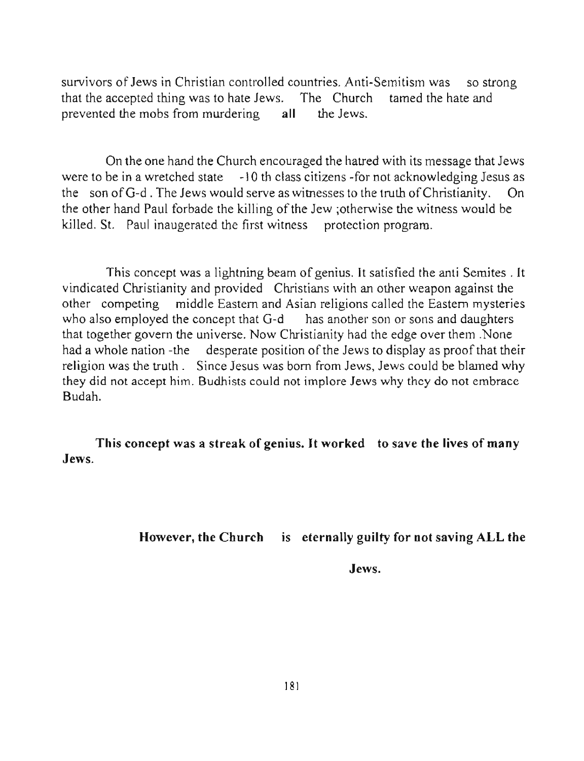survivors of Jews in Christian controlled countries. Anti-Semitism was so strong that the accepted thing was to hate Jews. The Church tamed the hate and prevented the mobs from murdering **all** the Jews.

On the one hand the Church encouraged the hatred with its message that Jews were to be in a wretched state -10 th class citizens -for not acknowledging Jesus as the son of G-d . The Jews would serve as witnesses to the truth of Christianity. On the other hand Paul forbade the killing of the Jew ;otherwise the witness would be killed. St. Paul inaugerated the first witness protection program.

This concept was a lightning beam of genius. It satisfied the anti Semites . It vindicated Christianity and provided Christians with an other weapon against the other competing middle Eastern and Asian religions called the Eastern mysteries who also employed the concept that G-d has another son or sons and daughters that together govern the universe. Now Christianity had the edge over them .None had a whole nation -the desperate position of the Jews to display as proof that their religion was the truth . Since Jesus was born from Jews, Jews could be blamed why they did not accept him. Budhists could not implore Jews why they do not embrace Budah.

**This concept was a streak of genius. It worked to save the lives of many Jews.**

**However, the Church is eternally guilty for not saving ALL the Jews.**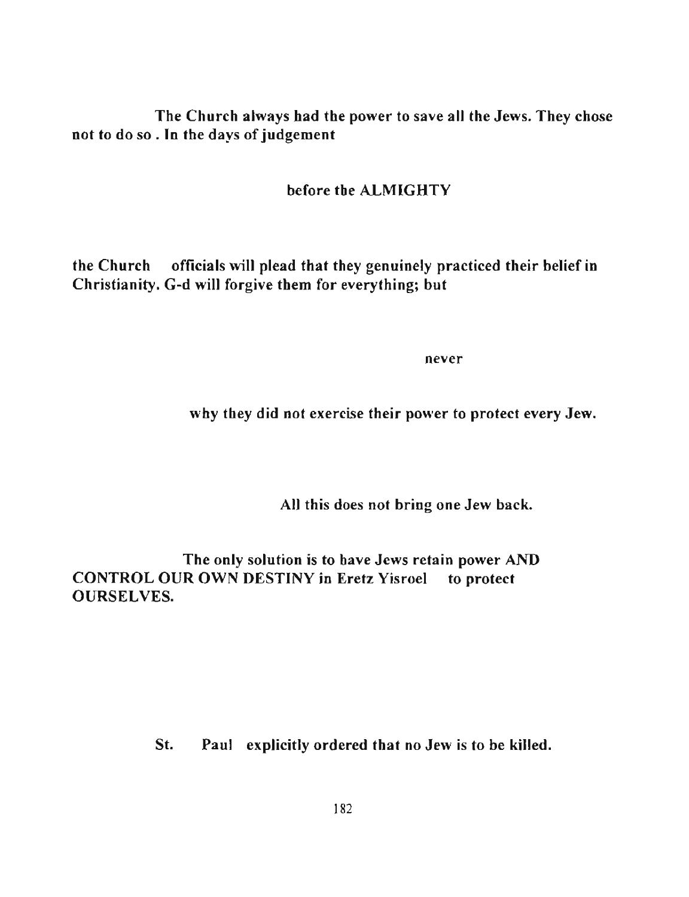**The Church always had the power to save all the Jews. They chose not to do so . In the days of judgement**

**before the ALMIGHTY**

**the Church officials will plead that they genuinely practiced their belief in Christianity. G-d will forgive them for everything; but**

**never**

**why they did not exercise their power to protect every Jew.**

**All this does not bring one Jew back.**

**The only solution is to have Jews retain power AND CONTROL OUR OWN DESTINY in Eretz Yisroel to protect OURSELVES.**

**St. Paul explicitly ordered that no Jew is to be killed.**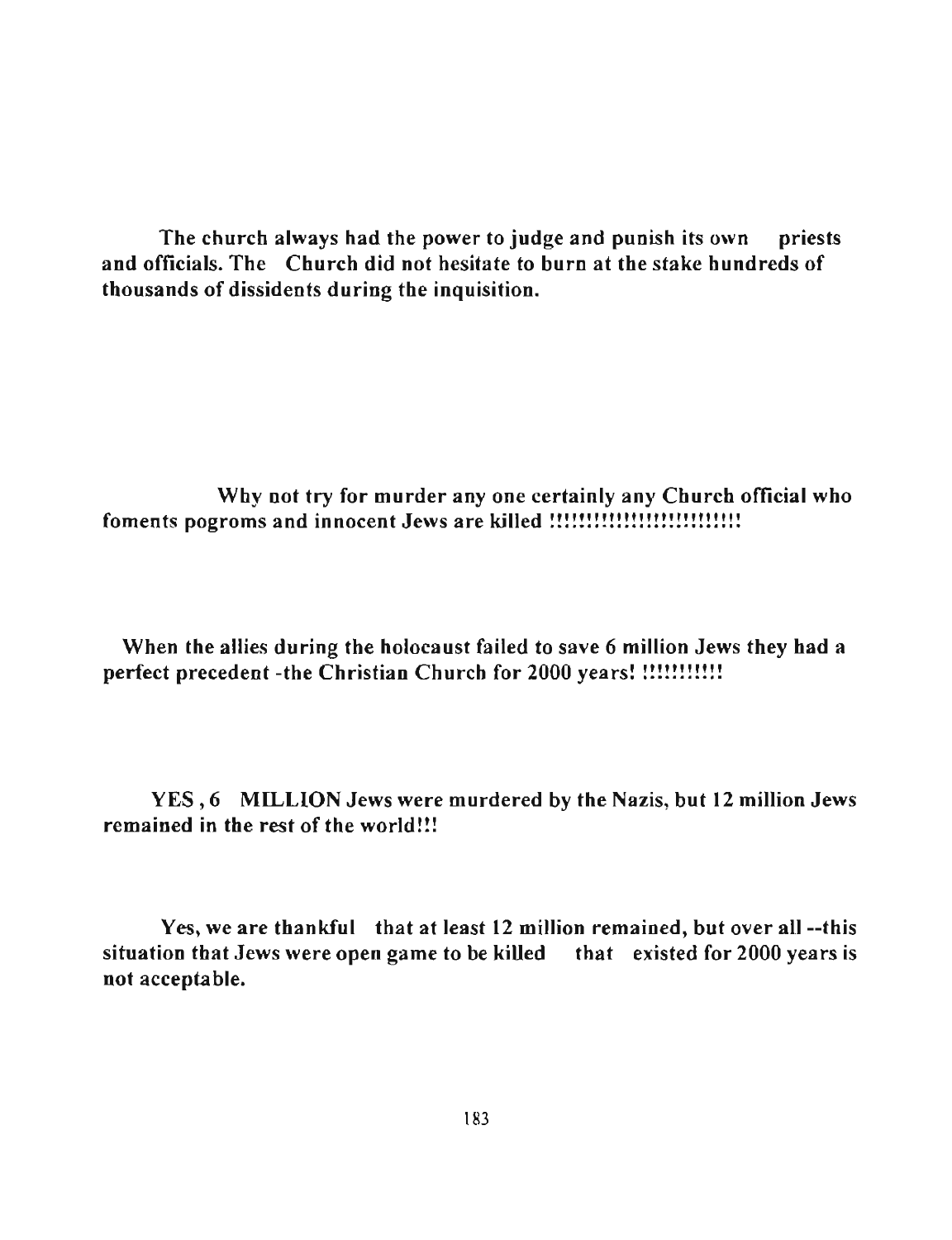**The church always had the power to judge and punish its own priests and officials. The Church did not hesitate to burn at the stake hundreds of thousands of dissidents during the inquisition.**

**Why not try for murder any one certainly any Church official who foments pogroms and innocent Jews are killed !!!!!!!!!!!!!!!!!!!!!!!!!**

**When the allies during the holocaust failed to save 6 million Jews they had a perfect precedent -the Christian Church for 2000 years! !!!!!!!!!!**

**YES , 6 MILLION Jews were murdered by the Nazis, but 12 million Jews remained in the rest of the world!!!**

**Yes, we are thankful that at least 12 million remained, but over all --this situation that Jews were open game to be killed that existed for 2000 years is not acceptable.**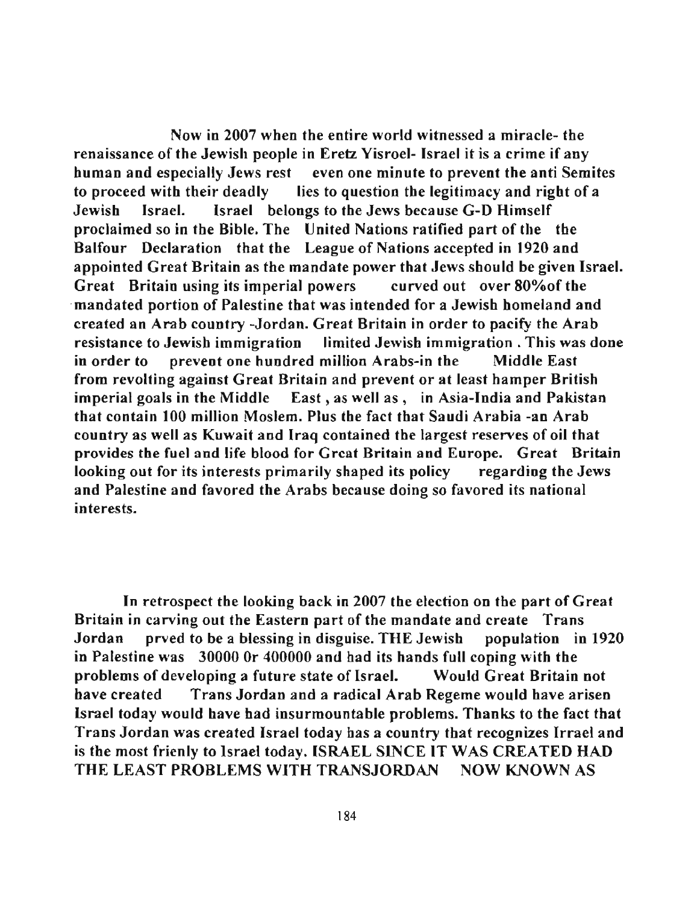Now in 2007 when the entire world witnessed a miracle- the renaissance of the Jewish people in Eretz Yisroel- Israel it is a crime if any human and especially Jews rest even one minute to prevent the anti Semites to proceed with their deadly lies to question the legitimacy and right of a Jewish Israel. Israel belongs to the Jews because G-D Himself proclaimed so in the Bible. The United Nations ratified part of the the Balfour Declaration that the League of Nations accepted in 1920 and appointed Great Britain as the mandate power that Jews should be given Israel. Great Britain using its imperial powers curved out over 80%of the mandated portion of Palestine that was intended for a Jewish homeland and created an Arab country -Jordan. Great Britain in order to pacify the Arab resistance to Jewish immigration limited Jewish immigration . This was done in order to prevent one hundred million Arabs-in the Middle East from revolting against Great Britain and prevent or at least hamper British imperial goals in the Middle East , as well as , in Asia-India and Pakistan that contain 100 million Moslem. Plus the fact that Saudi Arabia -an Arab country as well as Kuwait and Iraq contained the largest reserves of oil that provides the fuel and life blood for Great Britain and Europe. Great Britain looking out for its interests primarily shaped its policy regarding the Jews and Palestine and favored the Arabs because doing so favored its national interests.

In retrospect the looking back in 2007 the election on the part of Great Britain in carving out the Eastern part of the mandate and create Trans Jordan prved to be a blessing in disguise. THE Jewish population in 1920 in Palestine was 30000 0r 400000 and had its hands full coping with the problems of developing a future state of Israel. Would Great Britain not have created Trans Jordan and a radical Arab Regeme would have arisen Israel today would have had insurmountable problems. Thanks to the fact that Trans Jordan was created Israel today has a country that recognizes Irrael and is the most frienly to Israel today. ISRAEL SINCE IT WAS CREATED HAD THE LEAST PROBLEMS WITH TRANSJORDAN NOW KNOWN AS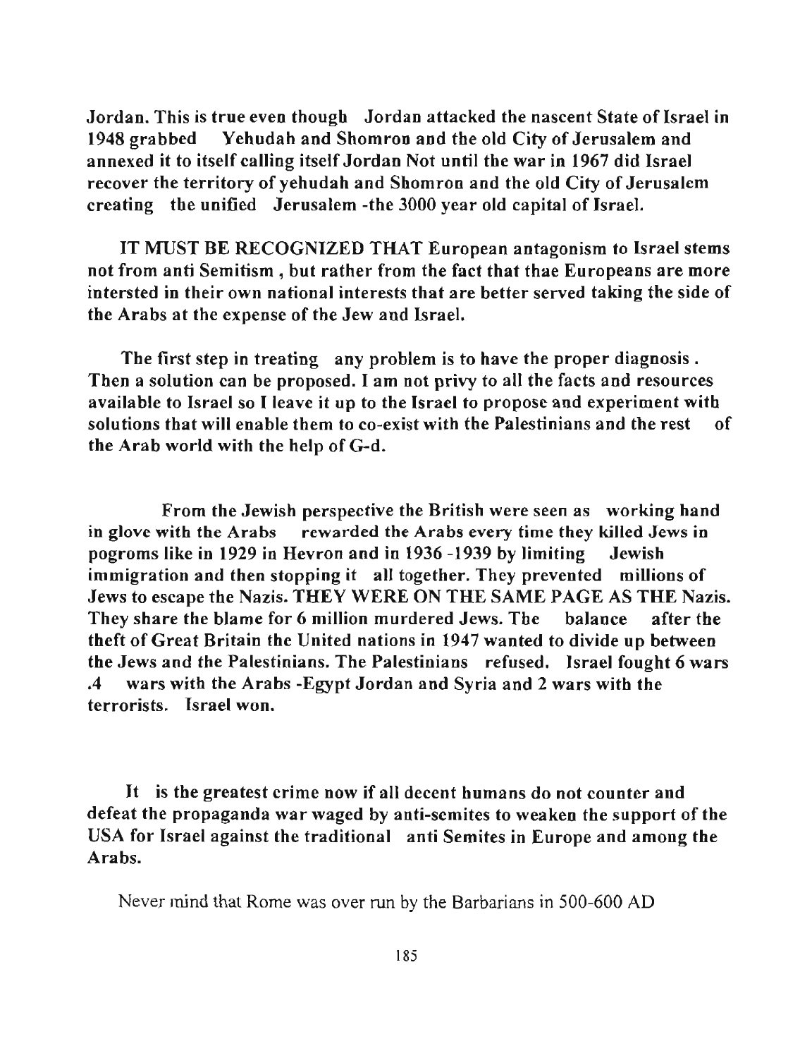Jordan. This is true even though Jordan attacked the nascent State of Israel in 1948 grabbed Yehudah and Shomron and the old City of Jerusalem and annexed it to itself calling itself Jordan Not until the war in 1967 did Israel recover the territory of yehudah and Shomron and the old City of Jerusalem creating the unified Jerusalem -the 3000 year old capital of Israel.

IT MUST BE RECOGNIZED THAT European antagonism to Israel stems not from anti Semitism , but rather from the fact that thae Europeans are more intersted in their own national interests that are better served taking the side of the Arabs at the expense of the Jew and Israel.

The first step in treating any problem is to have the proper diagnosis . Then a solution can be proposed. I am not privy to all the facts and resources available to Israel so I leave it up to the Israel to propose and experiment with solutions that will enable them to co-exist with the Palestinians and the rest of the Arab world with the help of G-d.

From the Jewish perspective the British were seen as working hand in glove with the Arabs rewarded the Arabs every time they killed Jews in pogroms like in 1929 in Hevron and in 1936 -1939 by limiting Jewish immigration and then stopping it all together. They prevented millions of Jews to escape the Nazis. THEY WERE ON THE SAME PAGE AS THE Nazis. They share the blame for 6 million murdered Jews. The balance after the theft of Great Britain the United nations in 1947 wanted to divide up between the Jews and the Palestinians. The Palestinians refused. Israel fought 6 wars .4 wars with the Arabs -Egypt Jordan and Syria and 2 wars with the terrorists. Israel won.

It is the greatest crime now if all decent humans do not counter and defeat the propaganda war waged by anti-semites to weaken the support of the USA for Israel against the traditional anti Semites in Europe and among the Arabs.

Never mind that Rome was over run by the Barbarians in 500-600 AD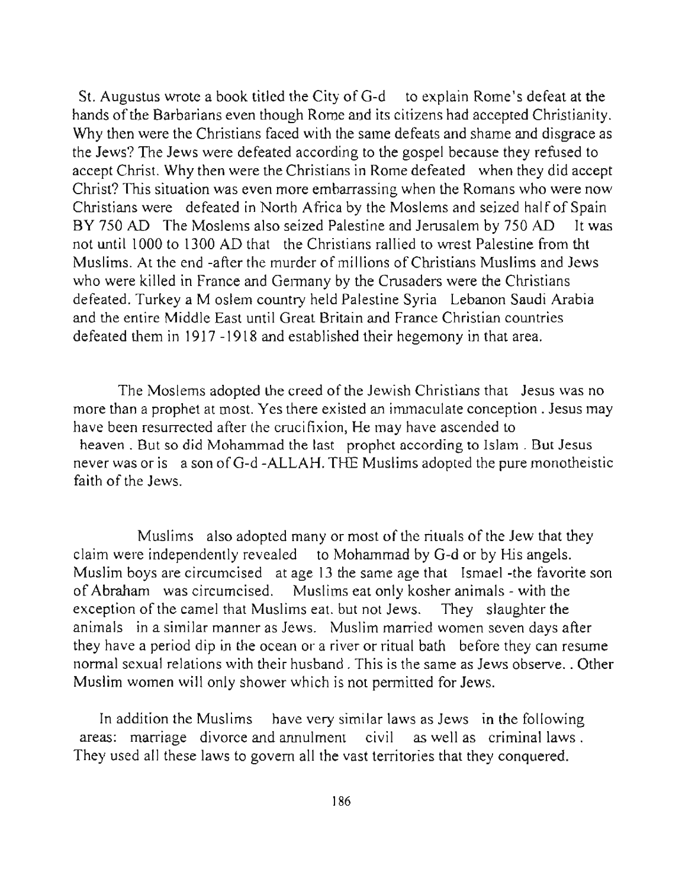St. Augustus wrote a book titled the City of G-d to explain Rome's defeat at the hands of the Barbarians even though Rome and its citizens had accepted Christianity. Why then were the Christians faced with the same defeats and shame and disgrace as the Jews? The Jews were defeated according to the gospel because they refused to accept Christ. Why then were the Christians in Rome defeated when they did accept Christ? This situation was even more embarrassing when the Romans who were now Christians were defeated in North Africa by the Moslems and seized half of Spain BY 750 AD The Moslems also seized Palestine and Jerusalem by 750 AD It was not until 1000 to 1300 AD that the Christians rallied to wrest Palestine from tht Muslims. At the end -after the murder of millions of Christians Muslims and Jews who were killed in France and Germany by the Crusaders were the Christians defeated. Turkey a M oslem country held Palestine Syria Lebanon Saudi Arabia and the entire Middle East until Great Britain and France Christian countries defeated them in 1917 -1918 and established their hegemony in that area.

The Moslems adopted the creed of the Jewish Christians that Jesus was no more than a prophet at most. Yes there existed an immaculate conception . Jesus may have been resurrected after the crucifixion, He may have ascended to heaven . But so did Mohammad the last prophet according to Islam . But Jesus never was or is a son of G-d -ALLAH. THE Muslims adopted the pure monotheistic faith of the Jews.

Muslims also adopted many or most of the rituals of the Jew that they claim were independently revealed to Mohammad by G-d or by His angels. Muslim boys are circumcised at age 13 the same age that Ismael -the favorite son of Abraham was circumcised. Muslims eat only kosher animals - with the exception of the camel that Muslims eat. but not Jews. They slaughter the animals in a similar manner as Jews. Muslim married women seven days after they have a period dip in the ocean or a river or ritual bath before they can resume normal sexual relations with their husband . This is the same as Jews observe. . Other Muslim women will only shower which is not permitted for Jews.

In addition the Muslims have very similar laws as Jews in the following areas: marriage divorce and annulment civil as well as criminal laws . They used all these laws to govern all the vast territories that they conquered.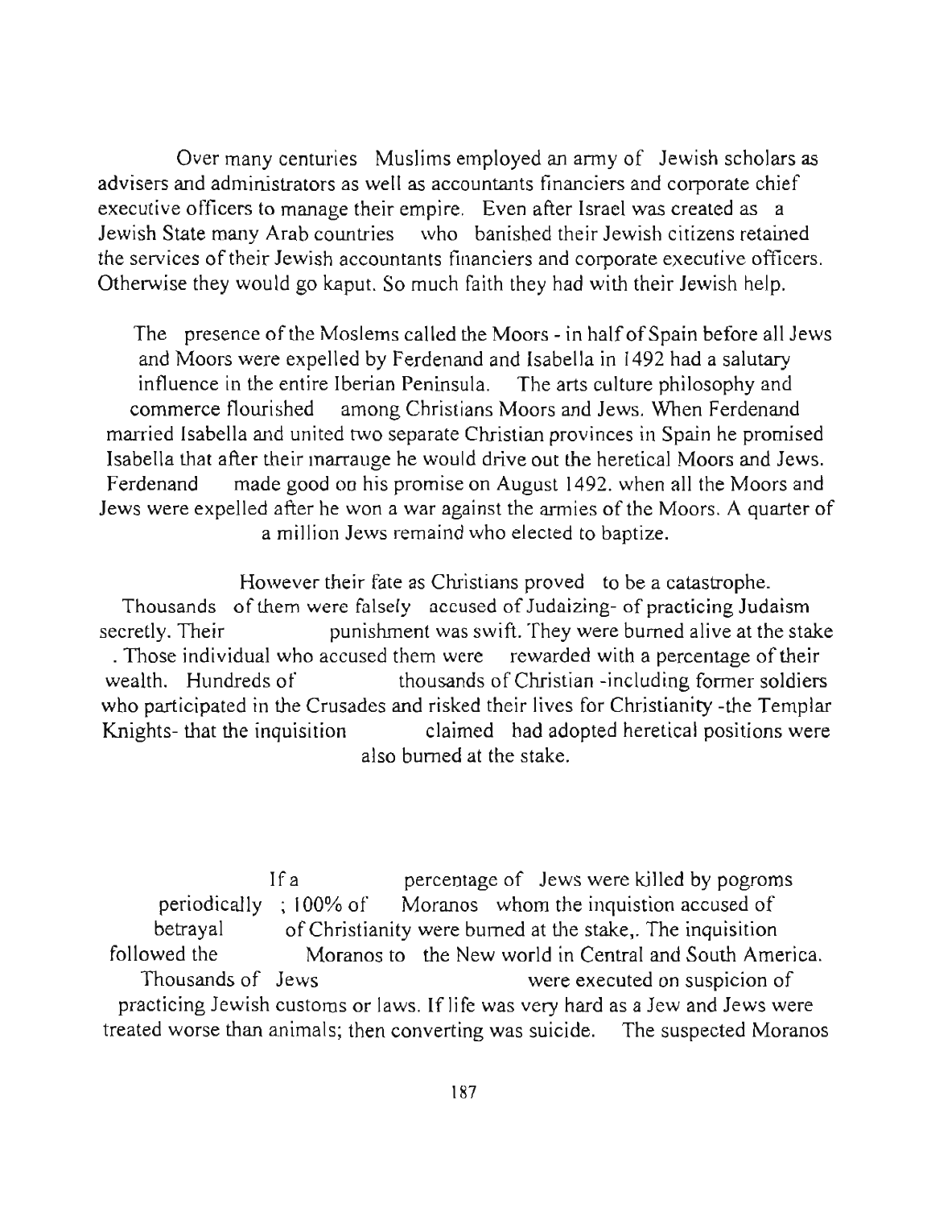Over many centuries Muslims employed an army of Jewish scholars as advisers and administrators as well as accountants financiers and corporate chief executive officers to manage their empire. Even after Israel was created as a Jewish State many Arab countries who banished their Jewish citizens retained the services of their Jewish accountants financiers and corporate executive officers. Otherwise they would go kaput. So much faith they had with their Jewish help.

The presence of the Moslems called the Moors - in half of Spain before all Jews and Moors were expelled by Ferdenand and Isabella in 1492 had a salutary influence in the entire Iberian Peninsula. The arts culture philosophy and commerce flourished among Christians Moors and Jews. When Ferdenand married Isabella and united two separate Christian provinces in Spain he promised Isabella that after their marrauge he would drive out the heretical Moors and Jews. Ferdenand made good on his promise on August 1492. when all the Moors and Jews were expelled after he won a war against the armies of the Moors. A quarter of a million Jews remaind who elected to baptize.

However their fate as Christians proved to be a catastrophe. Thousands of them were falsely accused of Judaizing- of practicing Judaism secretly. Their punishment was swift. They were burned alive at the stake . Those individual who accused them were rewarded with a percentage of their wealth. Hundreds of thousands of Christian -including former soldiers who participated in the Crusades and risked their lives for Christianity -the Templar Knights- that the inquisition claimed had adopted heretical positions were also burned at the stake.

If a percentage of Jews were killed by pogroms periodically ; 100% of Moranos whom the inquistion accused of betrayal of Christianity were burned at the stake,. The inquisition followed the Moranos to the New world in Central and South America. Thousands of Jews were executed on suspicion of practicing Jewish customs or laws. If life was very hard as a Jew and Jews were treated worse than animals; then converting was suicide. The suspected Moranos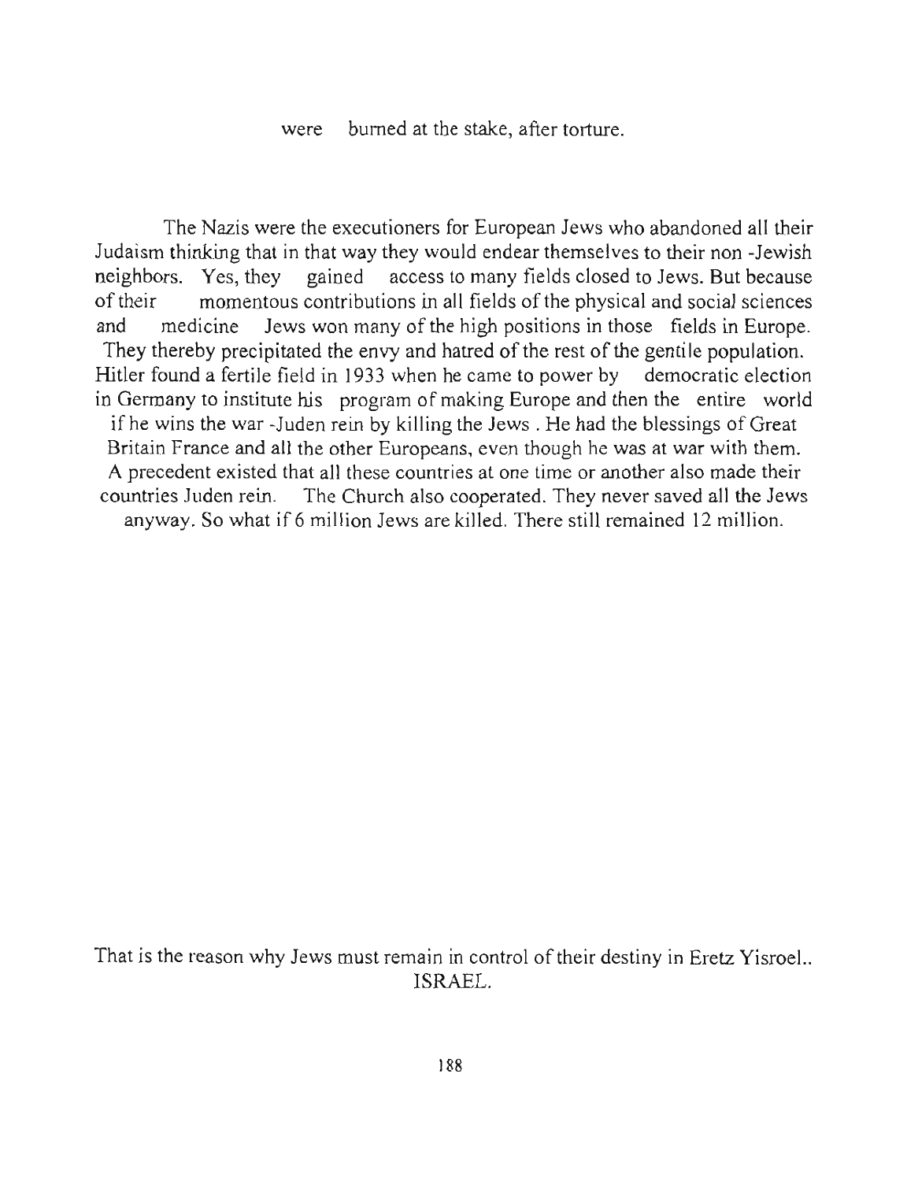were burned at the stake, after torture.

The Nazis were the executioners for European Jews who abandoned all their Judaism thinking that in that way they would endear themselves to their non -Jewish neighbors. Yes, they gained access to many fields closed to Jews. But because of their momentous contributions in all fields of the physical and social sciences and medicine Jews won many of the high positions in those fields in Europe. They thereby precipitated the envy and hatred of the rest of the gentile population. Hitler found a fertile field in 1933 when he came to power by democratic election in Germany to institute his program of making Europe and then the entire world if he wins the war -Juden rein by killing the Jews . He had the blessings of Great Britain France and all the other Europeans, even though he was at war with them. A precedent existed that all these countries at one time or another also made their countries Juden rein. The Church also cooperated. They never saved all the Jews anyway. So what if 6 million Jews are killed. There still remained 12 million.

That is the reason why Jews must remain in control of their destiny in Eretz Yisroel.. ISRAEL.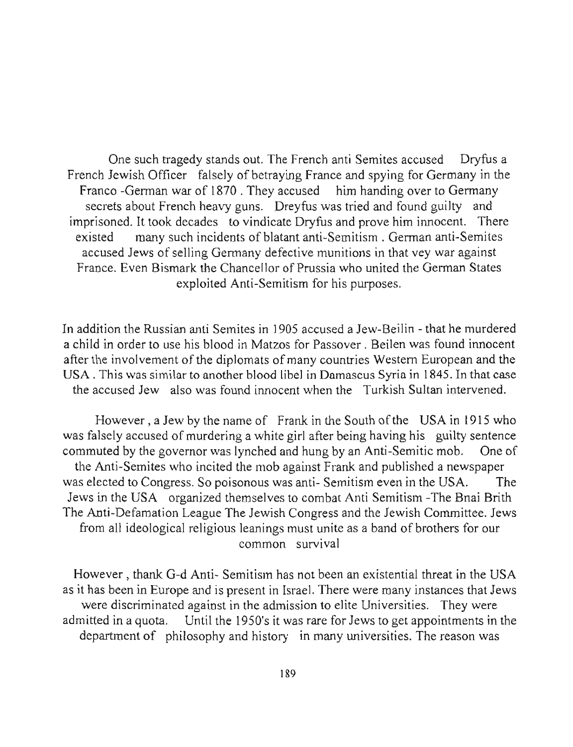One such tragedy stands out. The French anti Semites accused Dryfus a French Jewish Officer falsely of betraying France and spying for Germany in the Franco -German war of 1870 . They accused him handing over to Germany secrets about French heavy guns. Dreyfus was tried and found guilty and imprisoned. It took decades to vindicate Dryfus and prove him innocent. There existed many such incidents of blatant anti-Semitism . German anti-Semites accused Jews of selling Germany defective munitions in that vey war against France. Even Bismark the Chancellor of Prussia who united the German States exploited Anti-Semitism for his purposes.

In addition the Russian anti Semites in 1905 accused a Jew-Beilin - that he murdered a child in order to use his blood in Matzos for Passover . Beilen was found innocent after the involvement of the diplomats of many countries Western European and the USA . This was similar to another blood libel in Damascus Syria in 1845. In that case the accused Jew also was found innocent when the Turkish Sultan intervened.

However , a Jew by the name of Frank in the South of the USA in 1915 who was falsely accused of murdering a white girl after being having his guilty sentence commuted by the governor was lynched and hung by an Anti-Semitic mob. One of the Anti-Semites who incited the mob against Frank and published a newspaper was elected to Congress. So poisonous was anti- Semitism even in the USA. The Jews in the USA organized themselves to combat Anti Semitism -The Bnai Brith The Anti-Defamation League The Jewish Congress and the Jewish Committee. Jews from all ideological religious leanings must unite as a band of brothers for our common survival

However , thank G-d Anti- Semitism has not been an existential threat in the USA as it has been in Europe and is present in Israel. There were many instances that Jews were discriminated against in the admission to elite Universities. They were admitted in a quota. Until the 1950's it was rare for Jews to get appointments in the department of philosophy and history in many universities. The reason was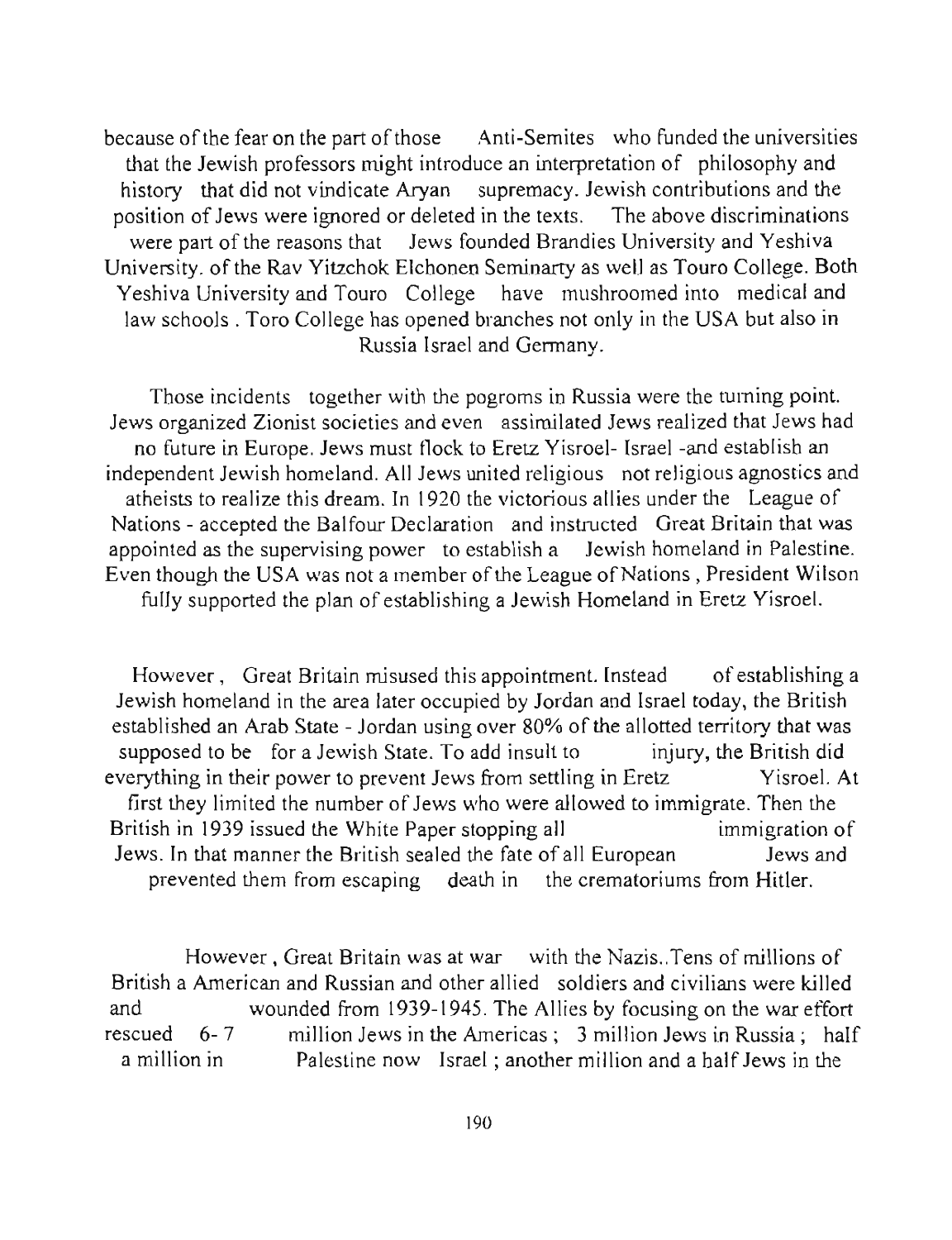because of the fear on the part of those Anti-Semites who funded the universities that the Jewish professors might introduce an interpretation of philosophy and history that did not vindicate Aryan supremacy. Jewish contributions and the position of Jews were ignored or deleted in the texts. The above discriminations were part of the reasons that Jews founded Brandies University and Yeshiva University. of the Rav Yitzchok Elchonen Seminarty as well as Touro College. Both Yeshiva University and Touro College have mushroomed into medical and law schools . Toro College has opened branches not only in the USA but also in Russia Israel and Germany.

Those incidents together with the pogroms in Russia were the turning point. Jews organized Zionist societies and even assimilated Jews realized that Jews had no future in Europe. Jews must flock to Eretz Yisroel- Israel -and establish an independent Jewish homeland. All Jews united religious not religious agnostics and atheists to realize this dream. In 1920 the victorious allies under the League of Nations - accepted the Balfour Declaration and instructed Great Britain that was appointed as the supervising power to establish a Jewish homeland in Palestine. Even though the USA was not a member of the League of Nations , President Wilson fully supported the plan of establishing a Jewish Homeland in Eretz Yisroel.

However , Great Britain misused this appointment. Instead of establishing a Jewish homeland in the area later occupied by Jordan and Israel today, the British established an Arab State - Jordan using over 80% of the allotted territory that was supposed to be for a Jewish State. To add insult to injury, the British did everything in their power to prevent Jews from settling in Eretz Yisroel. At first they limited the number of Jews who were allowed to immigrate. Then the British in 1939 issued the White Paper stopping all immigration of Jews. In that manner the British sealed the fate of all European Jews and prevented them from escaping death in the crematoriums from Hitler.

However , Great Britain was at war with the Nazis..Tens of millions of British a American and Russian and other allied soldiers and civilians were killed and wounded from 1939-1945. The Allies by focusing on the war effort rescued 6- 7 million Jews in the Americas ; 3 million Jews in Russia ; half a million in Palestine now Israel ; another million and a half Jews in the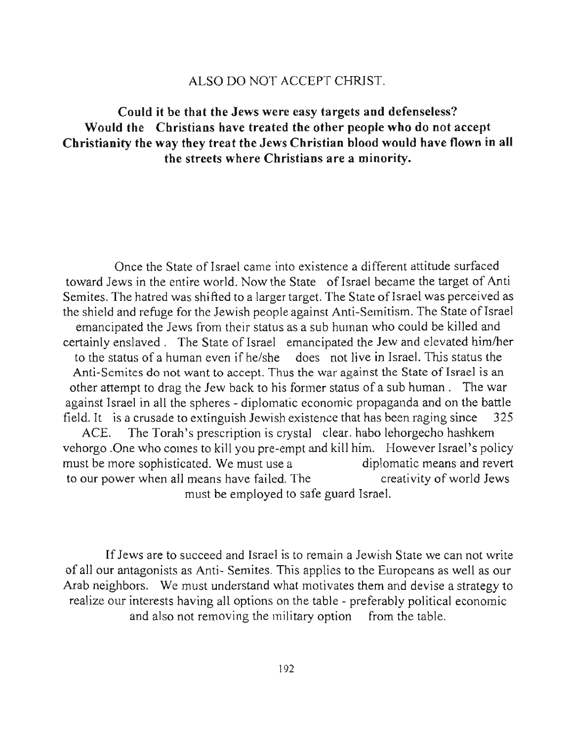ALSO DO NOT ACCEPT CHRIST.

**Could it be that the Jews were easy targets and defenseless? Would the Christians have treated the other people who do not accept Christianity the way they treat the Jews Christian blood would have flown in all the streets where Christians are a minority.**

Once the State of Israel came into existence a different attitude surfaced toward Jews in the entire world. Now the State of Israel became the target of Anti Semites. The hatred was shifted to a larger target. The State of Israel was perceived as the shield and refuge for the Jewish people against Anti-Semitism. The State of Israel emancipated the Jews from their status as a sub human who could be killed and certainly enslaved . The State of Israel emancipated the Jew and elevated him/her to the status of a human even if he/she does not live in Israel. This status the Anti-Semites do not want to accept. Thus the war against the State of Israel is an other attempt to drag the Jew back to his former status of a sub human . The war against Israel in all the spheres - diplomatic economic propaganda and on the battle field. It is a crusade to extinguish Jewish existence that has been raging since 325 ACE. The Torah's prescription is crystal clear. habo lehorgecho hashkem vehorgo .One who comes to kill you pre-empt and kill him. However Israel's policy must be more sophisticated. We must use a diplomatic means and revert to our power when all means have failed. The creativity of world Jews must be employed to safe guard Israel.

If Jews are to succeed and Israel is to remain a Jewish State we can not write of all our antagonists as Anti- Semites. This applies to the Europeans as well as our Arab neighbors. We must understand what motivates them and devise a strategy to realize our interests having all options on the table - preferably political economic and also not removing the military option from the table.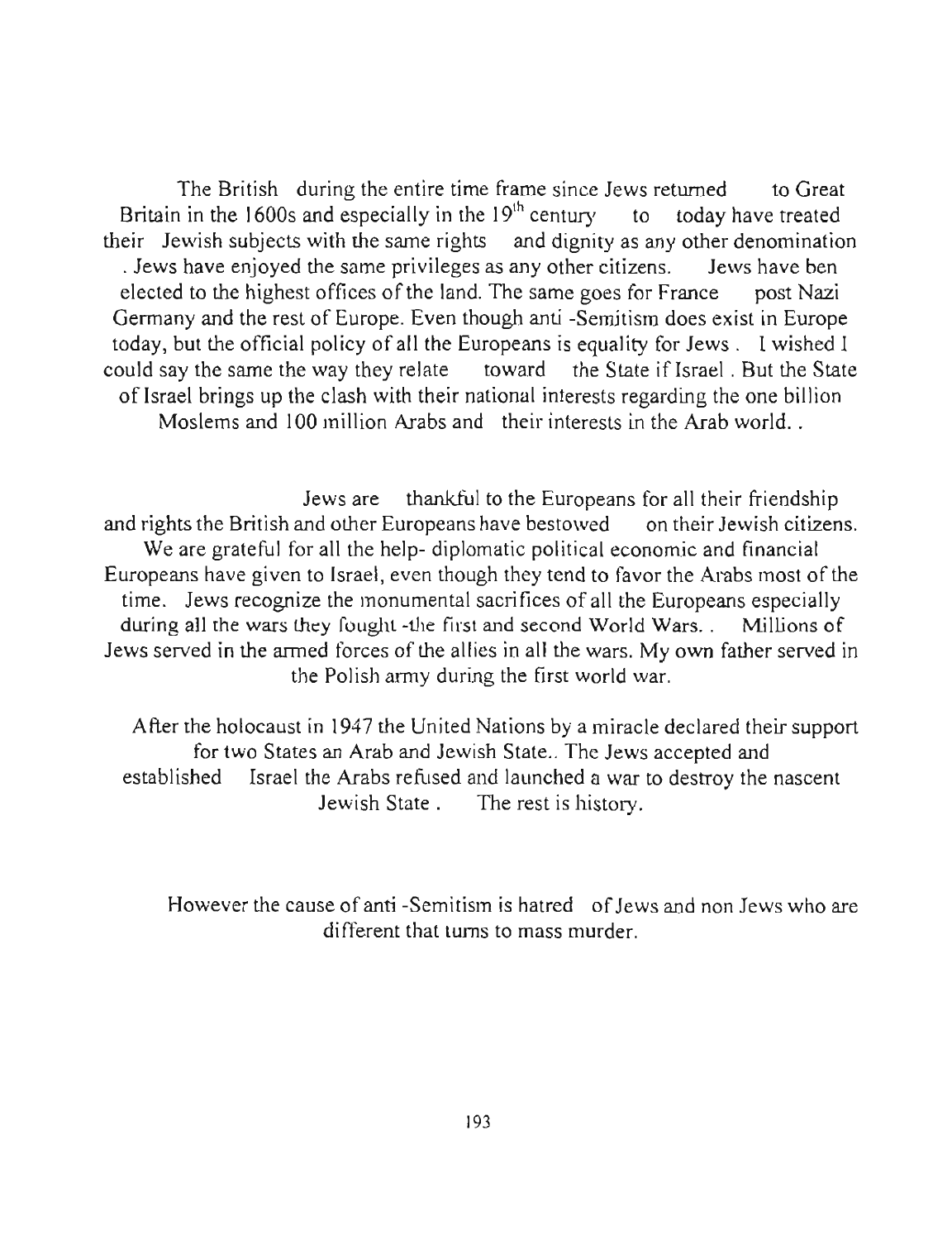The British during the entire time frame since Jews returned to Great Britain in the 1600s and especially in the 19th century to today have treated their Jewish subjects with the same rights and dignity as any other denomination . Jews have enjoyed the same privileges as any other citizens. Jews have ben elected to the highest offices of the land. The same goes for France post Nazi Germany and the rest of Europe. Even though anti -Semitism does exist in Europe today, but the official policy of all the Europeans is equality for Jews . I wished I could say the same the way they relate toward the State if Israel . But the State of Israel brings up the clash with their national interests regarding the one billion Moslems and 100 million Arabs and their interests in the Arab world. .

Jews are thankful to the Europeans for all their friendship and rights the British and other Europeans have bestowed on their Jewish citizens. We are grateful for all the help- diplomatic political economic and financial Europeans have given to Israel, even though they tend to favor the Arabs most of the time. Jews recognize the monumental sacrifices of all the Europeans especially during all the wars they fought -the first and second World Wars. . Millions of Jews served in the armed forces of the allies in all the wars. My own father served in the Polish army during the first world war.

After the holocaust in 1947 the United Nations by a miracle declared their support for two States an Arab and Jewish State.. The Jews accepted and established Israel the Arabs refused and launched a war to destroy the nascent Jewish State . The rest is history.

However the cause of anti -Semitism is hatred of Jews and non Jews who are different that turns to mass murder.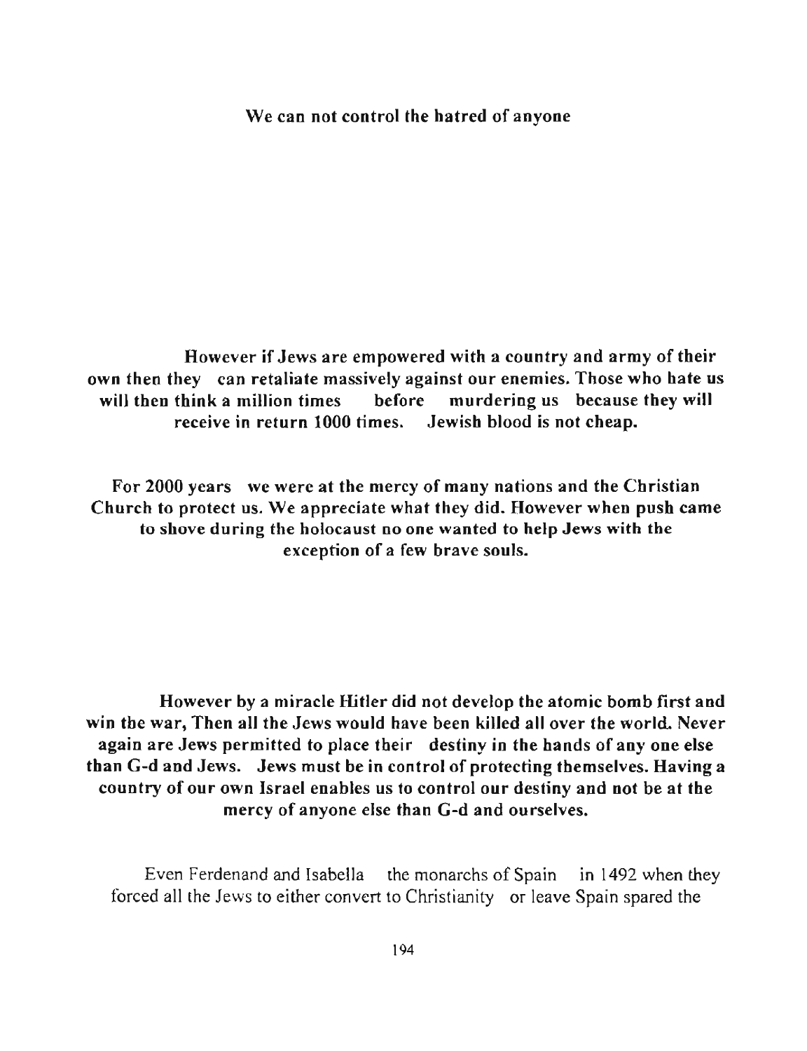**We can not control the hatred of anyone**

**However if Jews are empowered with a country and army of their own then they can retaliate massively against our enemies. Those who hate us will then think a million times before murdering us because they will receive in return 1000 times. Jewish blood is not cheap.**

**For 2000 years we were at the mercy of many nations and the Christian Church to protect us. We appreciate what they did. However when push came to shove during the holocaust no one wanted to help Jews with the exception of a few brave souls.**

**However by a miracle Hitler did not develop the atomic bomb first and win the war, Then all the Jews would have been killed all over the world. Never again are Jews permitted to place their destiny in the hands of any one else than G-d and Jews. Jews must be in control of protecting themselves. Having a country of our own Israel enables us to control our destiny and not be at the mercy of anyone else than G-d and ourselves.**

Even Ferdenand and Isabella the monarchs of Spain in 1492 when they forced all the Jews to either convert to Christianity or leave Spain spared the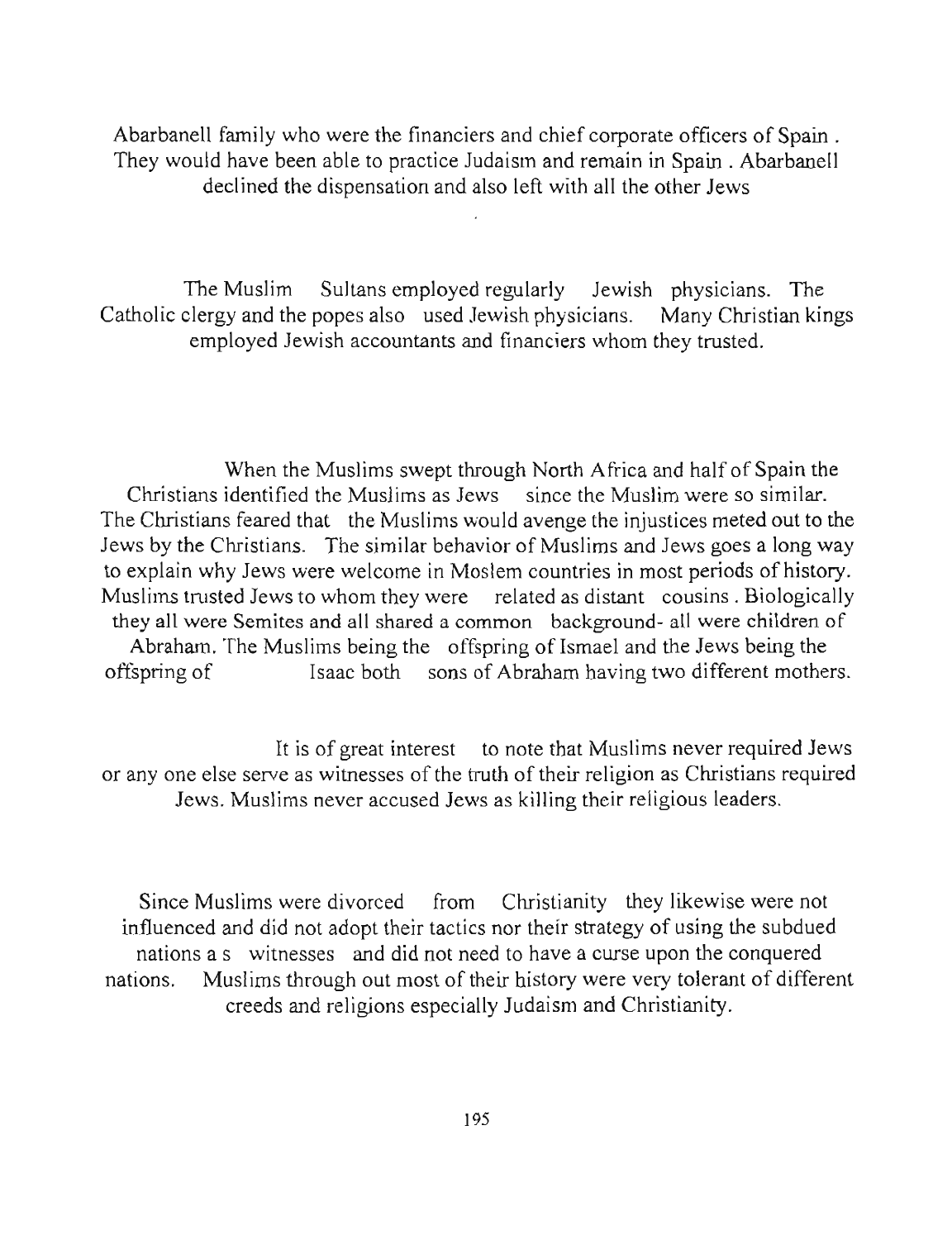Abarbanell family who were the financiers and chief corporate officers of Spain . They would have been able to practice Judaism and remain in Spain . Abarbanell declined the dispensation and also left with all the other Jews

The Muslim Sultans employed regularly Jewish physicians. The Catholic clergy and the popes also used Jewish physicians. Many Christian kings employed Jewish accountants and financiers whom they trusted.

When the Muslims swept through North Africa and half of Spain the Christians identified the Muslims as Jews since the Muslim were so similar. The Christians feared that the Muslims would avenge the injustices meted out to the Jews by the Christians. The similar behavior of Muslims and Jews goes a long way to explain why Jews were welcome in Moslem countries in most periods of history. Muslims trusted Jews to whom they were related as distant cousins . Biologically they all were Semites and all shared a common background- all were children of Abraham. The Muslims being the offspring of Ismael and the Jews being the offspring of Isaac both sons of Abraham having two different mothers.

It is of great interest to note that Muslims never required Jews or any one else serve as witnesses of the truth of their religion as Christians required Jews. Muslims never accused Jews as killing their religious leaders.

Since Muslims were divorced from Christianity they likewise were not influenced and did not adopt their tactics nor their strategy of using the subdued nations a s witnesses and did not need to have a curse upon the conquered nations. Muslims through out most of their history were very tolerant of different creeds and religions especially Judaism and Christianity.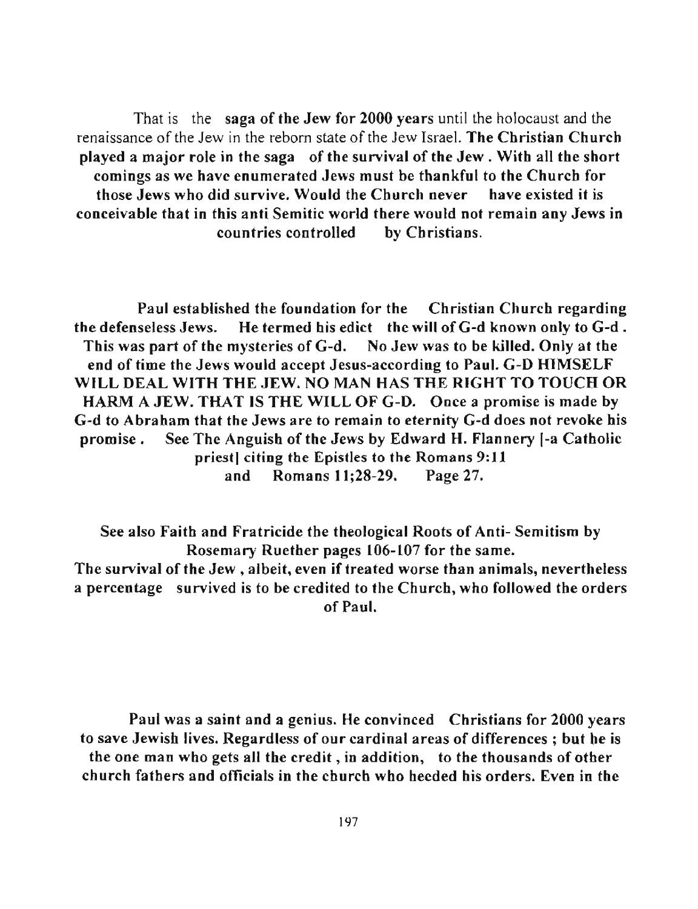That is the **saga of the Jew for 2000 years** until the holocaust and the renaissance of the Jew in the reborn state of the Jew Israel. **The Christian Church played a major role in the saga of the survival of the Jew . With all the short comings as we have enumerated Jews must be thankful to the Church for those Jews who did survive. Would the Church never have existed it is conceivable that in this anti Semitic world there would not remain any Jews in countries controlled by Christians.**

**Paul established the foundation for the Christian Church regarding the defenseless Jews. He termed his edict the will of G-d known only to G-d . This was part of the mysteries of G-d. No Jew was to be killed. Only at the end of time the Jews would accept Jesus-according to Paul. G-D HIMSELF WILL DEAL WITH THE JEW. NO MAN HAS THE RIGHT TO TOUCH OR HARM A JEW. THAT IS THE WILL OF G-D. Once a promise is made by G-d to Abraham that the Jews are to remain to eternity G-d does not revoke his promise . See The Anguish of the Jews by Edward H. Flannery [-a Catholic priest] citing the Epistles to the Romans 9:11 and Romans 11;28-29. Page 27.**

**See also Faith and Fratricide the theological Roots of Anti- Semitism by Rosemary Ruether pages 106-107 for the same.**
**The survival of the Jew , albeit, even if treated worse than animals, nevertheless a percentage survived is to be credited to the Church, who followed the orders of Paul.**

**Paul was a saint and a genius. He convinced Christians for 2000 years to save Jewish lives. Regardless of our cardinal areas of differences ; but he is the one man who gets all the credit , in addition, to the thousands of other church fathers and officials in the church who heeded his orders. Even in the**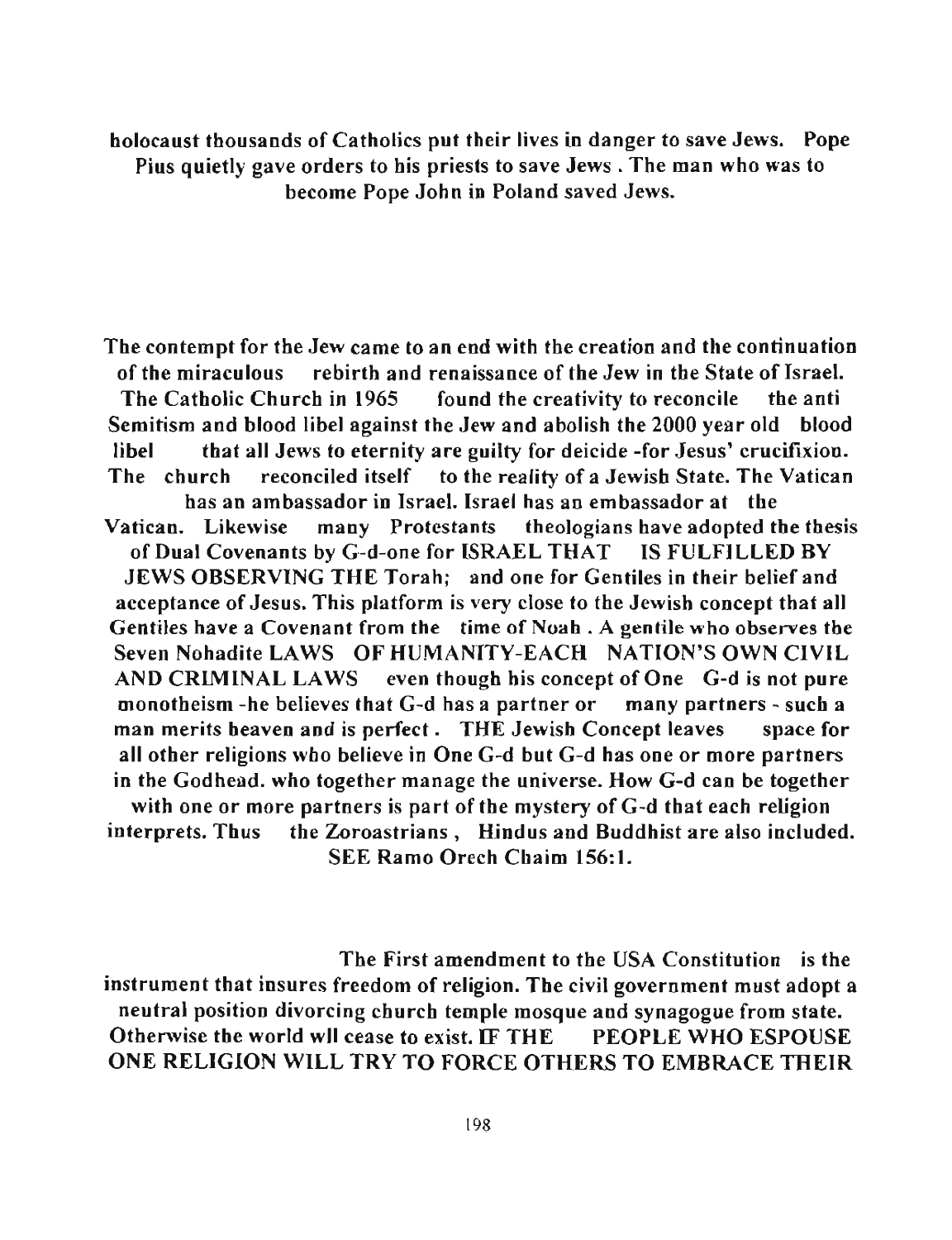**holocaust thousands of Catholics put their lives in danger to save Jews. Pope Pius quietly gave orders to his priests to save Jews . The man who was to become Pope John in Poland saved Jews.**

**The contempt for the Jew came to an end with the creation and the continuation of the miraculous rebirth and renaissance of the Jew in the State of Israel. The Catholic Church in 1965 found the creativity to reconcile the anti Semitism and blood libel against the Jew and abolish the 2000 year old blood libel that all Jews to eternity are guilty for deicide -for Jesus' crucifixion. The church reconciled itself to the reality of a Jewish State. The Vatican has an ambassador in Israel. Israel has an embassador at the Vatican. Likewise many Protestants theologians have adopted the thesis of Dual Covenants by G-d-one for ISRAEL THAT IS FULFILLED BY JEWS OBSERVING THE Torah; and one for Gentiles in their belief and acceptance of Jesus. This platform is very close to the Jewish concept that all Gentiles have a Covenant from the time of Noah . A gentile who observes the Seven Nohadite LAWS OF HUMANITY-EACH NATION'S OWN CIVIL AND CRIMINAL LAWS even though his concept of One G-d is not pure monotheism -he believes that G-d has a partner or many partners - such a man merits heaven and is perfect . THE Jewish Concept leaves space for all other religions who believe in One G-d but G-d has one or more partners in the Godhead. who together manage the universe. How G-d can be together with one or more partners is part of the mystery of G-d that each religion interprets. Thus the Zoroastrians , Hindus and Buddhist are also included. SEE Ramo Orech Chaim 156:1.**

**The First amendment to the USA Constitution is the instrument that insures freedom of religion. The civil government must adopt a neutral position divorcing church temple mosque and synagogue from state. Otherwise the world wll cease to exist. IF THE PEOPLE WHO ESPOUSE ONE RELIGION WILL TRY TO FORCE OTHERS TO EMBRACE THEIR**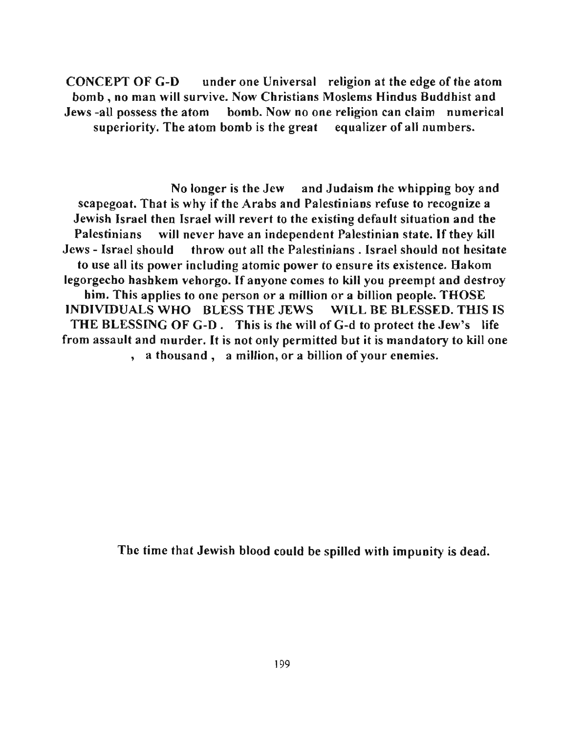CONCEPT OF G-D under one Universal religion at the edge of the atom bomb , no man will survive. Now Christians Moslems Hindus Buddhist and Jews -all possess the atom bomb. Now no one religion can claim numerical superiority. The atom bomb is the great equalizer of all numbers.

No longer is the Jew and Judaism the whipping boy and scapegoat. That is why if the Arabs and Palestinians refuse to recognize a Jewish Israel then Israel will revert to the existing default situation and the Palestinians will never have an independent Palestinian state. If they kill Jews - Israel should throw out all the Palestinians . Israel should not hesitate to use all its power including atomic power to ensure its existence. Hakom legorgecho hashkem vehorgo. If anyone comes to kill you preempt and destroy him. This applies to one person or a million or a billion people. THOSE INDIVIDUALS WHO BLESS THE JEWS WILL BE BLESSED. THIS IS THE BLESSING OF G-D . This is the will of G-d to protect the Jew's life from assault and murder. It is not only permitted but it is mandatory to kill one , a thousand , a million, or a billion of your enemies.

The time that Jewish blood could be spilled with impunity is dead.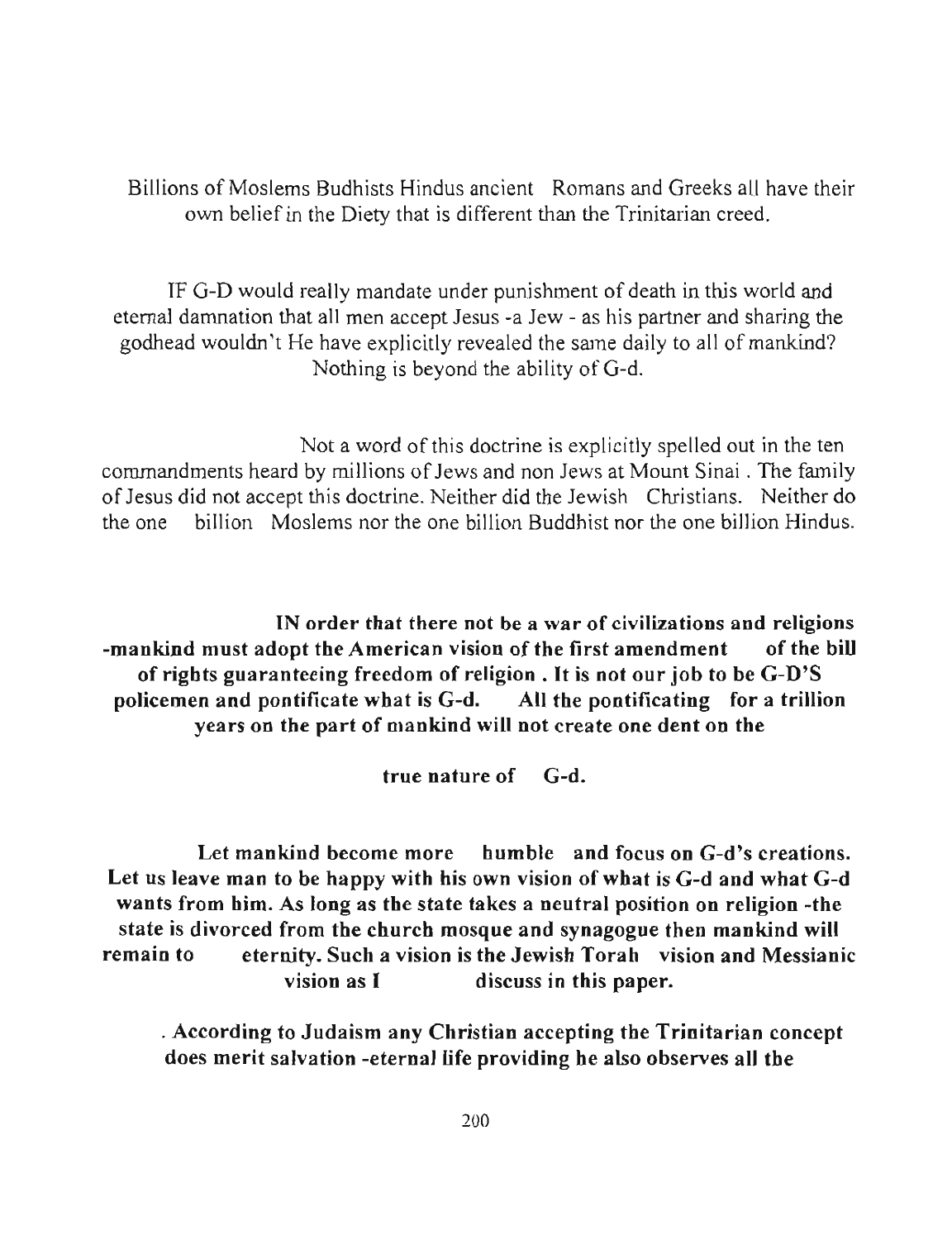Billions of Moslems Budhists Hindus ancient Romans and Greeks all have their own belief in the Diety that is different than the Trinitarian creed.

IF G-D would really mandate under punishment of death in this world and eternal damnation that all men accept Jesus -a Jew - as his partner and sharing the godhead wouldn't He have explicitly revealed the same daily to all of mankind? Nothing is beyond the ability of G-d.

Not a word of this doctrine is explicitly spelled out in the ten commandments heard by millions of Jews and non Jews at Mount Sinai . The family of Jesus did not accept this doctrine. Neither did the Jewish Christians. Neither do the one billion Moslems nor the one billion Buddhist nor the one billion Hindus.

**IN order that there not be a war of civilizations and religions -mankind must adopt the American vision of the first amendment of the bill of rights guaranteeing freedom of religion . It is not our job to be G-D'S policemen and pontificate what is G-d. All the pontificating for a trillion years on the part of mankind will not create one dent on the true nature of G-d.**

**Let mankind become more humble and focus on G-d's creations. Let us leave man to be happy with his own vision of what is G-d and what G-d wants from him. As long as the state takes a neutral position on religion -the state is divorced from the church mosque and synagogue then mankind will remain to eternity. Such a vision is the Jewish Torah vision and Messianic vision as I discuss in this paper.**

**. According to Judaism any Christian accepting the Trinitarian concept does merit salvation -eternal life providing he also observes all the**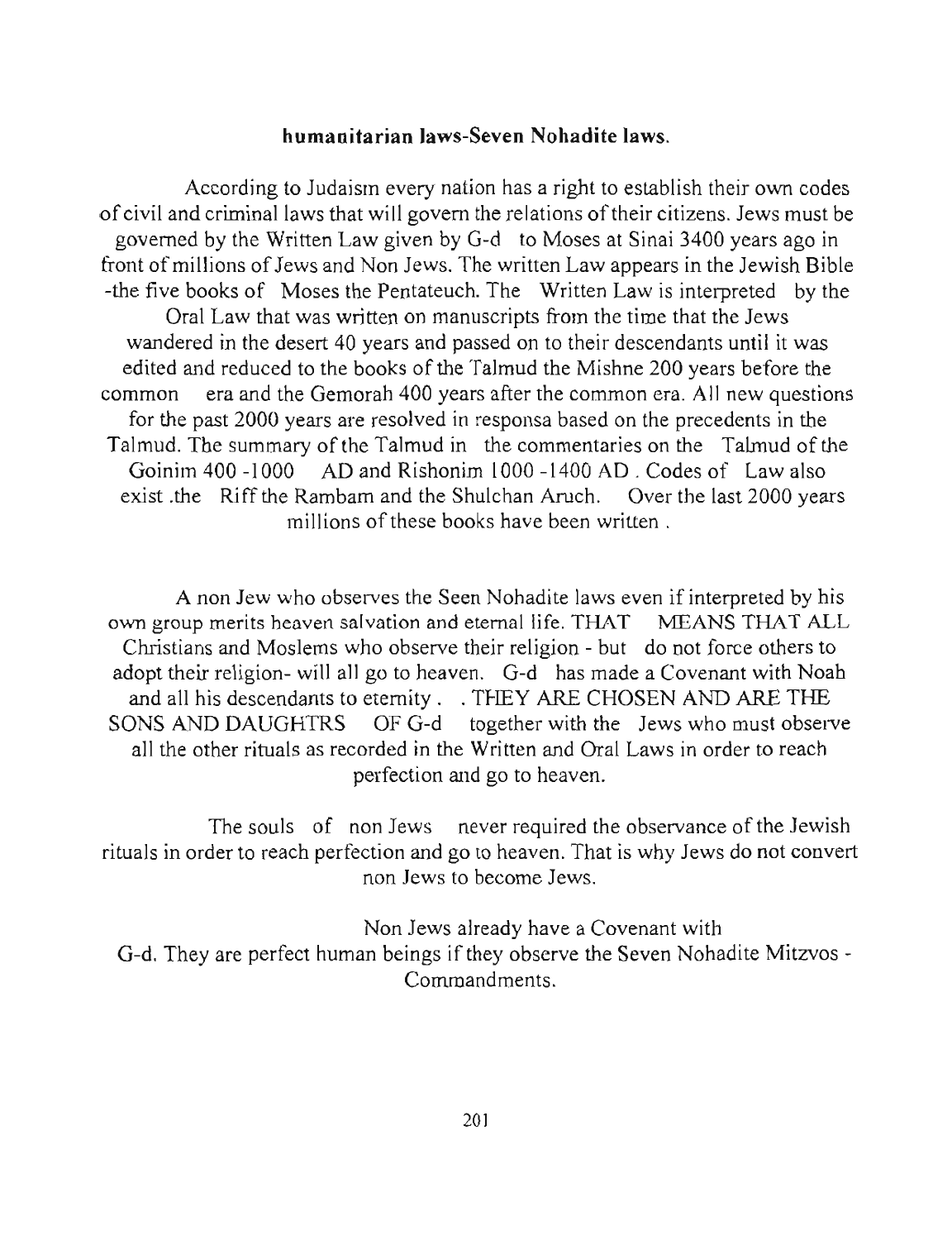**humanitarian laws-Seven Nohadite laws.**

According to Judaism every nation has a right to establish their own codes of civil and criminal laws that will govern the relations of their citizens. Jews must be governed by the Written Law given by G-d to Moses at Sinai 3400 years ago in front of millions of Jews and Non Jews. The written Law appears in the Jewish Bible -the five books of Moses the Pentateuch. The Written Law is interpreted by the Oral Law that was written on manuscripts from the time that the Jews wandered in the desert 40 years and passed on to their descendants until it was edited and reduced to the books of the Talmud the Mishne 200 years before the common era and the Gemorah 400 years after the common era. All new questions for the past 2000 years are resolved in responsa based on the precedents in the Talmud. The summary of the Talmud in the commentaries on the Talmud of the Goinim 400 -1000 AD and Rishonim 1000 -1400 AD . Codes of Law also exist .the Riff the Rambam and the Shulchan Aruch. Over the last 2000 years millions of these books have been written .

A non Jew who observes the Seen Nohadite laws even if interpreted by his own group merits heaven salvation and eternal life. THAT MEANS THAT ALL Christians and Moslems who observe their religion - but do not force others to adopt their religion- will all go to heaven. G-d has made a Covenant with Noah and all his descendants to eternity . . THEY ARE CHOSEN AND ARE THE SONS AND DAUGHTRS OF G-d together with the Jews who must observe all the other rituals as recorded in the Written and Oral Laws in order to reach perfection and go to heaven.

The souls of non Jews never required the observance of the Jewish rituals in order to reach perfection and go to heaven. That is why Jews do not convert non Jews to become Jews.

Non Jews already have a Covenant with G-d. They are perfect human beings if they observe the Seven Nohadite Mitzvos - Commandments.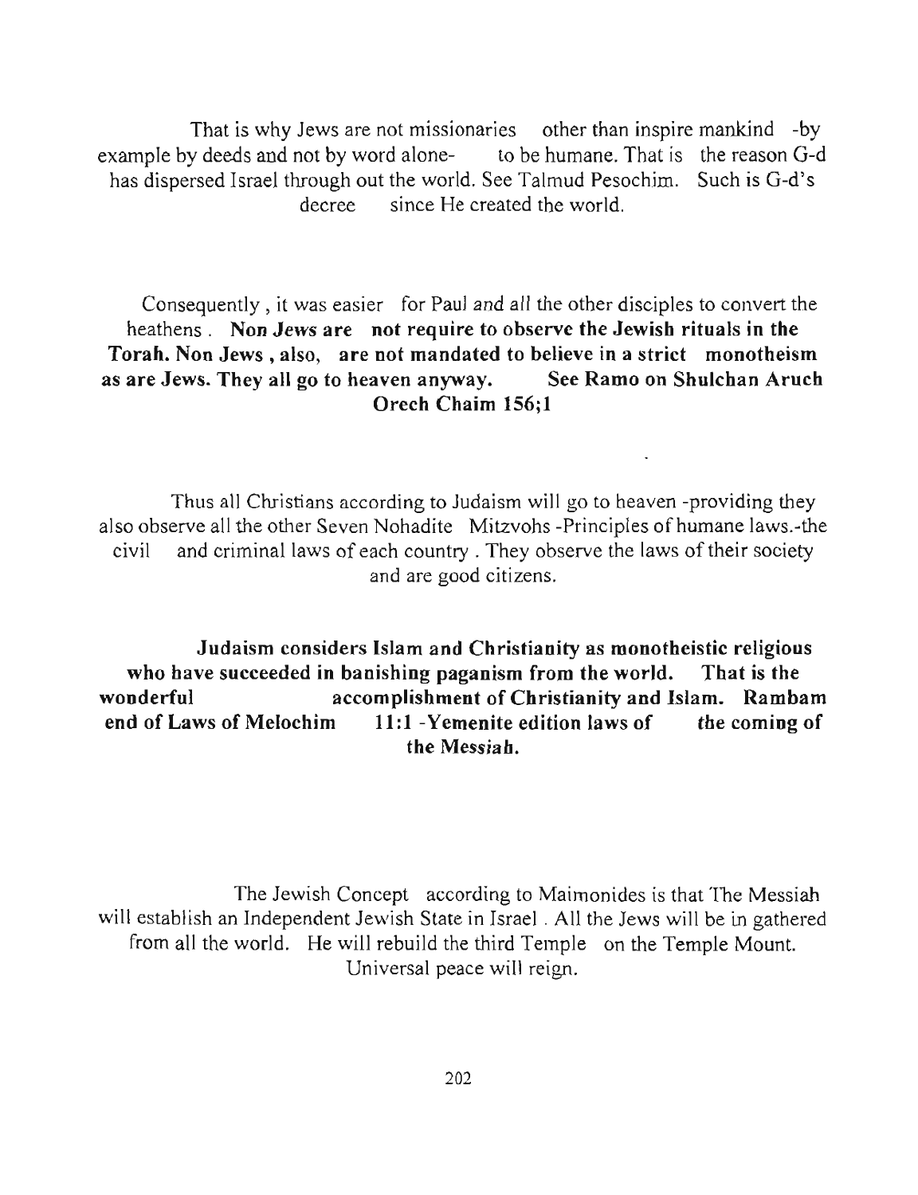That is why Jews are not missionaries other than inspire mankind -by example by deeds and not by word alone- to be humane. That is the reason G-d has dispersed Israel through out the world. See Talmud Pesochim. Such is G-d's decree since He created the world.

Consequently , it was easier for Paul and all the other disciples to convert the heathens . **Non Jews are not require to observe the Jewish rituals in the Torah. Non Jews , also, are not mandated to believe in a strict monotheism as are Jews. They all go to heaven anyway. See Ramo on Shulchan Aruch Orech Chaim 156;1**

Thus all Christians according to Judaism will go to heaven -providing they also observe all the other Seven Nohadite Mitzvohs -Principles of humane laws.-the civil and criminal laws of each country . They observe the laws of their society and are good citizens.

**Judaism considers Islam and Christianity as monotheistic religious who have succeeded in banishing paganism from the world. That is the wonderful accomplishment of Christianity and Islam. Rambam end of Laws of Melochim 11:1 -Yemenite edition laws of the coming of the Messiah.**

The Jewish Concept according to Maimonides is that The Messiah will establish an Independent Jewish State in Israel . All the Jews will be in gathered from all the world. He will rebuild the third Temple on the Temple Mount. Universal peace will reign.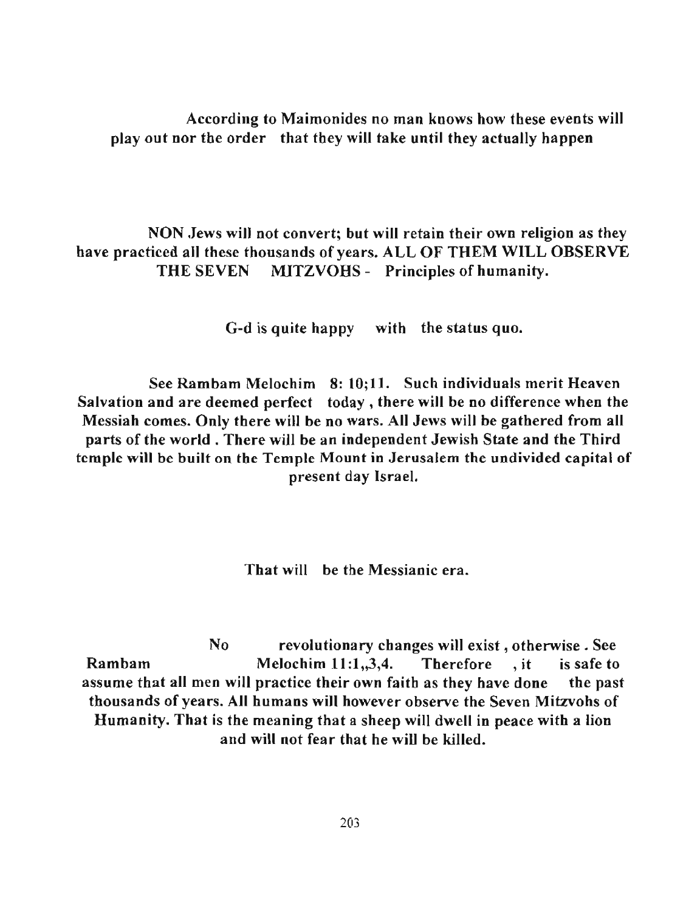According to Maimonides no man knows how these events will play out nor the order that they will take until they actually happen

**NON Jews will not convert; but will retain their own religion as they have practiced all these thousands of years. ALL OF THEM WILL OBSERVE THE SEVEN MITZVOHS - Principles of humanity.**

**G-d is quite happy with the status quo.**

**See Rambam Melochim 8: 10;11. Such individuals merit Heaven Salvation and are deemed perfect today , there will be no difference when the Messiah comes. Only there will be no wars. All Jews will be gathered from all parts of the world . There will be an independent Jewish State and the Third temple will be built on the Temple Mount in Jerusalem the undivided capital of present day Israel.**

**That will be the Messianic era.**

**No revolutionary changes will exist , otherwise . See Rambam Melochim 11:1,,3,4. Therefore , it is safe to assume that all men will practice their own faith as they have done the past thousands of years. All humans will however observe the Seven Mitzvohs of Humanity. That is the meaning that a sheep will dwell in peace with a lion and will not fear that he will be killed.**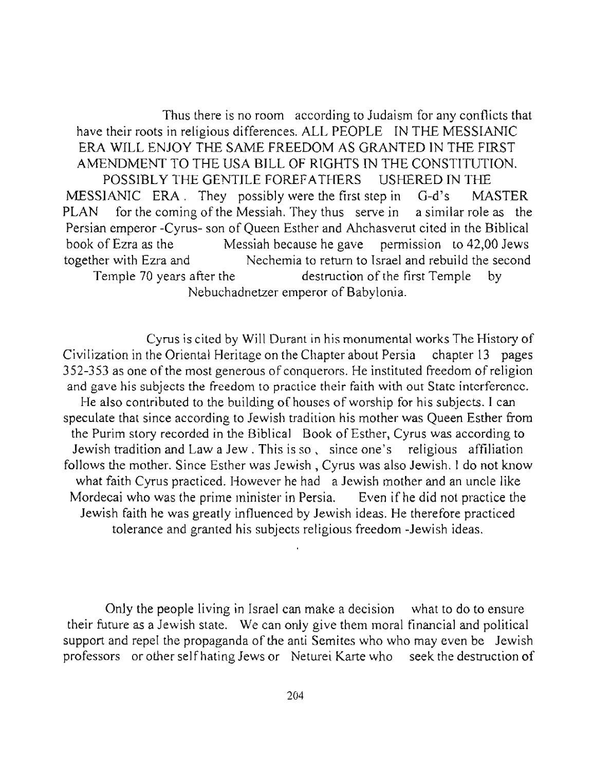Thus there is no room according to Judaism for any conflicts that have their roots in religious differences. ALL PEOPLE IN THE MESSIANIC ERA WILL ENJOY THE SAME FREEDOM AS GRANTED IN THE FIRST AMENDMENT TO THE USA BILL OF RIGHTS IN THE CONSTITUTION. POSSIBLY THE GENTILE FOREFATHERS USHERED IN THE MESSIANIC ERA. They possibly were the first step in G-d's MASTER PLAN for the coming of the Messiah. They thus serve in a similar role as the Persian emperor -Cyrus- son of Queen Esther and Ahchasverut cited in the Biblical book of Ezra as the Messiah because he gave permission to 42,00 Jews together with Ezra and Nechemia to return to Israel and rebuild the second Temple 70 years after the destruction of the first Temple by Nebuchadnetzer emperor of Babylonia.

Cyrus is cited by Will Durant in his monumental works The History of Civilization in the Oriental Heritage on the Chapter about Persia chapter 13 pages 352-353 as one of the most generous of conquerors. He instituted freedom of religion and gave his subjects the freedom to practice their faith with out State interference. He also contributed to the building of houses of worship for his subjects. I can speculate that since according to Jewish tradition his mother was Queen Esther from the Purim story recorded in the Biblical Book of Esther, Cyrus was according to Jewish tradition and Law a Jew. This is so, since one's religious affiliation follows the mother. Since Esther was Jewish, Cyrus was also Jewish. I do not know what faith Cyrus practiced. However he had a Jewish mother and an uncle like Mordecai who was the prime minister in Persia. Even if he did not practice the Jewish faith he was greatly influenced by Jewish ideas. He therefore practiced tolerance and granted his subjects religious freedom -Jewish ideas.

Only the people living in Israel can make a decision what to do to ensure their future as a Jewish state. We can only give them moral financial and political support and repel the propaganda of the anti Semites who who may even be Jewish professors or other self hating Jews or Neturei Karte who seek the destruction of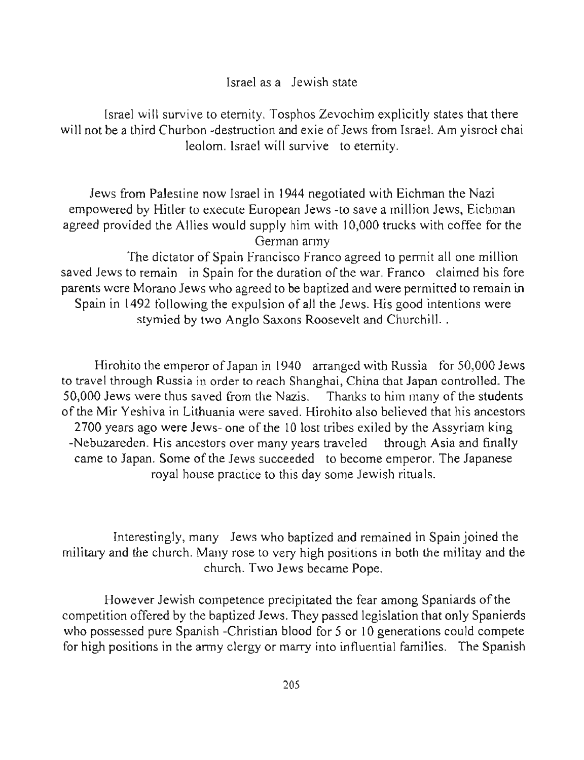# Israel as a Jewish state

Israel will survive to eternity. Tosphos Zevochim explicitly states that there will not be a third Churbon -destruction and exie of Jews from Israel. Am yisroel chai leolom. Israel will survive to eternity.

Jews from Palestine now Israel in 1944 negotiated with Eichman the Nazi empowered by Hitler to execute European Jews -to save a million Jews, Eichman agreed provided the Allies would supply him with 10,000 trucks with coffee for the German army

The dictator of Spain Francisco Franco agreed to permit all one million saved Jews to remain in Spain for the duration of the war. Franco claimed his fore parents were Morano Jews who agreed to be baptized and were permitted to remain in Spain in 1492 following the expulsion of all the Jews. His good intentions were stymied by two Anglo Saxons Roosevelt and Churchill. .

Hirohito the emperor of Japan in 1940 arranged with Russia for 50,000 Jews to travel through Russia in order to reach Shanghai, China that Japan controlled. The 50,000 Jews were thus saved from the Nazis. Thanks to him many of the students of the Mir Yeshiva in Lithuania were saved. Hirohito also believed that his ancestors 2700 years ago were Jews- one of the 10 lost tribes exiled by the Assyriam king -Nebuzareden. His ancestors over many years traveled through Asia and finally came to Japan. Some of the Jews succeeded to become emperor. The Japanese royal house practice to this day some Jewish rituals.

Interestingly, many Jews who baptized and remained in Spain joined the military and the church. Many rose to very high positions in both the militay and the church. Two Jews became Pope.

However Jewish competence precipitated the fear among Spaniards of the competition offered by the baptized Jews. They passed legislation that only Spanierds who possessed pure Spanish -Christian blood for 5 or 10 generations could compete for high positions in the army clergy or marry into influential families. The Spanish